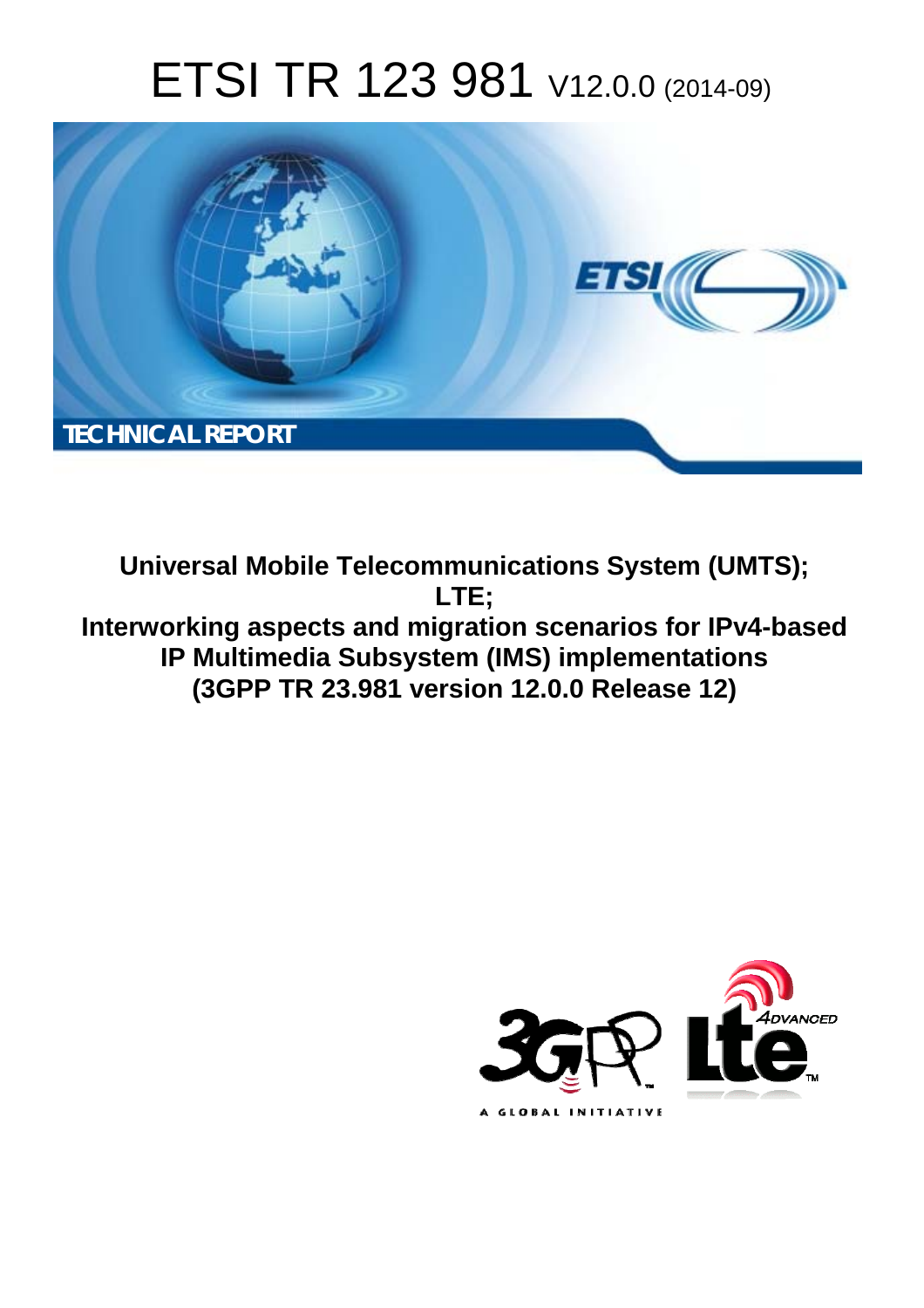# ETSI TR 123 981 V12.0.0 (2014-09)

TECHNICAL REPORT

**Universal Mobile Telecommunications System (UMTS); LTE; Interworking aspects and migration scenarios for IPv4-based IP Multimedia Subsystem (IMS) implementations (3GPP TR 23.981 version 12.0.0 Release 12)**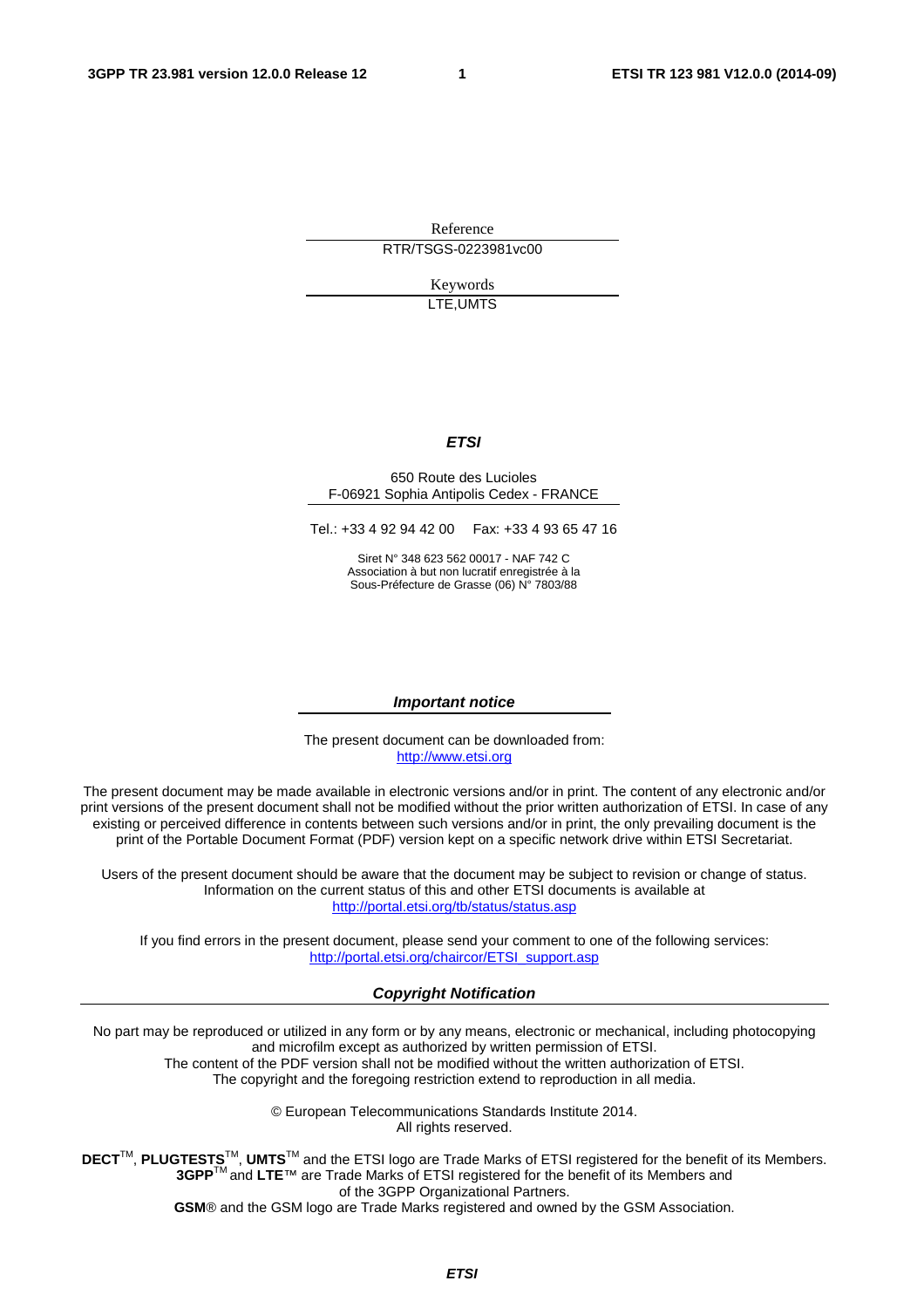Reference

RTR/TSGS-0223981vc00

Keywords

LTE,UMTS

***ETSI***

650 Route des Lucioles
F-06921 Sophia Antipolis Cedex - FRANCE

Tel.: +33 4 92 94 42 00 Fax: +33 4 93 65 47 16

Siret N° 348 623 562 00017 - NAF 742 C
Association à but non lucratif enregistrée à la
Sous-Préfecture de Grasse (06) N° 7803/88

***Important notice***

The present document can be downloaded from:
http://www.etsi.org

The present document may be made available in electronic versions and/or in print. The content of any electronic and/or print versions of the present document shall not be modified without the prior written authorization of ETSI. In case of any existing or perceived difference in contents between such versions and/or in print, the only prevailing document is the print of the Portable Document Format (PDF) version kept on a specific network drive within ETSI Secretariat.

Users of the present document should be aware that the document may be subject to revision or change of status. Information on the current status of this and other ETSI documents is available at
http://portal.etsi.org/tb/status/status.asp

If you find errors in the present document, please send your comment to one of the following services:
http://portal.etsi.org/chaircor/ETSI_support.asp

***Copyright Notification***

No part may be reproduced or utilized in any form or by any means, electronic or mechanical, including photocopying and microfilm except as authorized by written permission of ETSI.
The content of the PDF version shall not be modified without the written authorization of ETSI.
The copyright and the foregoing restriction extend to reproduction in all media.

© European Telecommunications Standards Institute 2014.
All rights reserved.

**DECT**™, **PLUGTESTS**™, **UMTS**™ and the ETSI logo are Trade Marks of ETSI registered for the benefit of its Members.
**3GPP**™ and **LTE**™ are Trade Marks of ETSI registered for the benefit of its Members and of the 3GPP Organizational Partners.
**GSM**® and the GSM logo are Trade Marks registered and owned by the GSM Association.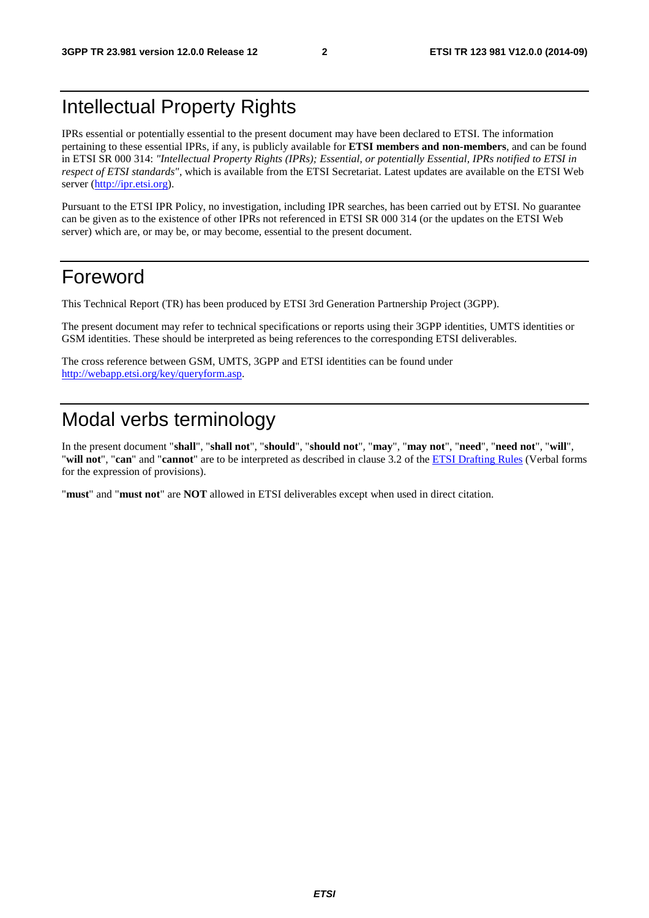# Intellectual Property Rights

IPRs essential or potentially essential to the present document may have been declared to ETSI. The information pertaining to these essential IPRs, if any, is publicly available for **ETSI members and non-members**, and can be found in ETSI SR 000 314: *"Intellectual Property Rights (IPRs); Essential, or potentially Essential, IPRs notified to ETSI in respect of ETSI standards"*, which is available from the ETSI Secretariat. Latest updates are available on the ETSI Web server (http://ipr.etsi.org).

Pursuant to the ETSI IPR Policy, no investigation, including IPR searches, has been carried out by ETSI. No guarantee can be given as to the existence of other IPRs not referenced in ETSI SR 000 314 (or the updates on the ETSI Web server) which are, or may be, or may become, essential to the present document.

# Foreword

This Technical Report (TR) has been produced by ETSI 3rd Generation Partnership Project (3GPP).

The present document may refer to technical specifications or reports using their 3GPP identities, UMTS identities or GSM identities. These should be interpreted as being references to the corresponding ETSI deliverables.

The cross reference between GSM, UMTS, 3GPP and ETSI identities can be found under http://webapp.etsi.org/key/queryform.asp.

# Modal verbs terminology

In the present document "**shall**", "**shall not**", "**should**", "**should not**", "**may**", "**may not**", "**need**", "**need not**", "**will**", "**will not**", "**can**" and "**cannot**" are to be interpreted as described in clause 3.2 of the ETSI Drafting Rules (Verbal forms for the expression of provisions).

"**must**" and "**must not**" are **NOT** allowed in ETSI deliverables except when used in direct citation.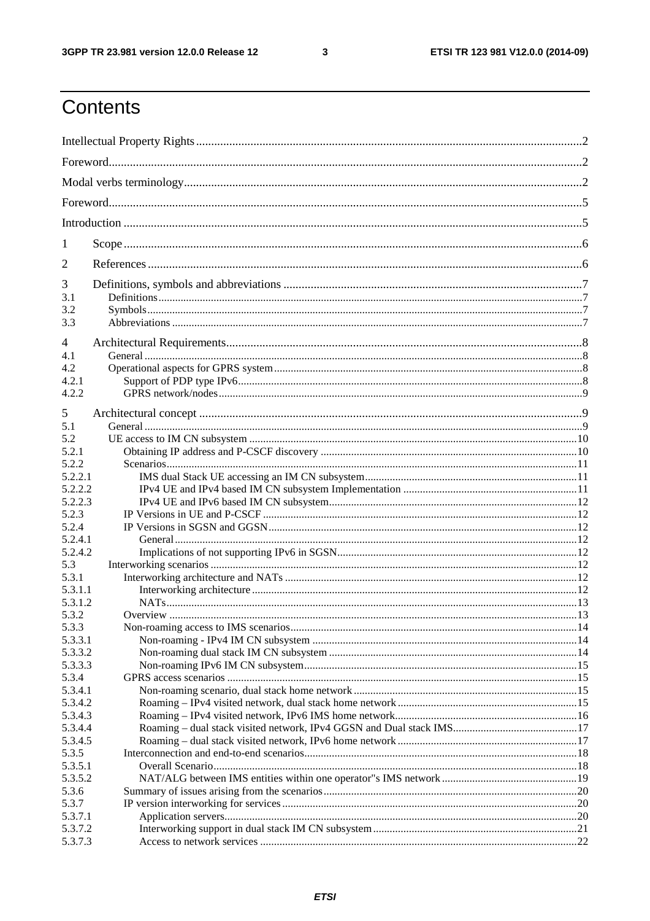# Contents

Intellectual Property Rights ........................................................................................................................2

Foreword.....................................................................................................................................................2

Modal verbs terminology............................................................................................................................2

Foreword.....................................................................................................................................................5

Introduction ................................................................................................................................................5

1 Scope........................................................................................................................................................6

2 References................................................................................................................................................6

3 Definitions, symbols and abbreviations ..................................................................................................7

3.1 Definitions..............................................................................................................................................7

3.2 Symbols..................................................................................................................................................7

3.3 Abbreviations .........................................................................................................................................7

4 Architectural Requirements......................................................................................................................8

4.1 General ...................................................................................................................................................8

4.2 Operational aspects for GPRS system ....................................................................................................8

4.2.1 Support of PDP type IPv6....................................................................................................................8

4.2.2 GPRS network/nodes...........................................................................................................................9

5 Architectural concept ...............................................................................................................................9

5.1 General ...................................................................................................................................................9

5.2 UE access to IM CN subsystem ............................................................................................................10

5.2.1 Obtaining IP address and P-CSCF discovery ....................................................................................10

5.2.2 Scenarios............................................................................................................................................11

5.2.2.1 IMS dual Stack UE accessing an IM CN subsystem.......................................................................11

5.2.2.2 IPv4 UE and IPv4 based IM CN subsystem Implementation ..........................................................11

5.2.2.3 IPv4 UE and IPv6 based IM CN subsystem....................................................................................12

5.2.3 IP Versions in UE and P-CSCF .........................................................................................................12

5.2.4 IP Versions in SGSN and GGSN.......................................................................................................12

5.2.4.1 General ............................................................................................................................................12

5.2.4.2 Implications of not supporting IPv6 in SGSN.................................................................................12

5.3 Interworking scenarios ..........................................................................................................................12

5.3.1 Interworking architecture and NATs .................................................................................................12

5.3.1.1 Interworking architecture ................................................................................................................12

5.3.1.2 NATs...............................................................................................................................................13

5.3.2 Overview ...........................................................................................................................................13

5.3.3 Non-roaming access to IMS scenarios...............................................................................................14

5.3.3.1 Non-roaming - IPv4 IM CN subsystem ...........................................................................................14

5.3.3.2 Non-roaming dual stack IM CN subsystem .....................................................................................14

5.3.3.3 Non-roaming IPv6 IM CN subsystem..............................................................................................15

5.3.4 GPRS access scenarios .......................................................................................................................15

5.3.4.1 Non-roaming scenario, dual stack home network .............................................................................15

5.3.4.2 Roaming – IPv4 visited network, dual stack home network ..............................................................15

5.3.4.3 Roaming – IPv4 visited network, IPv6 IMS home network...............................................................16

5.3.4.4 Roaming – dual stack visited network, IPv4 GGSN and Dual stack IMS..........................................17

5.3.4.5 Roaming – dual stack visited network, IPv6 home network ..............................................................17

5.3.5 Interconnection and end-to-end scenarios...........................................................................................18

5.3.5.1 Overall Scenario...............................................................................................................................18

5.3.5.2 NAT/ALG between IMS entities within one operator"s IMS network ..............................................19

5.3.6 Summary of issues arising from the scenarios.....................................................................................20

5.3.7 IP version interworking for services...................................................................................................20

5.3.7.1 Application servers...........................................................................................................................20

5.3.7.2 Interworking support in dual stack IM CN subsystem.......................................................................21

5.3.7.3 Access to network services ...............................................................................................................22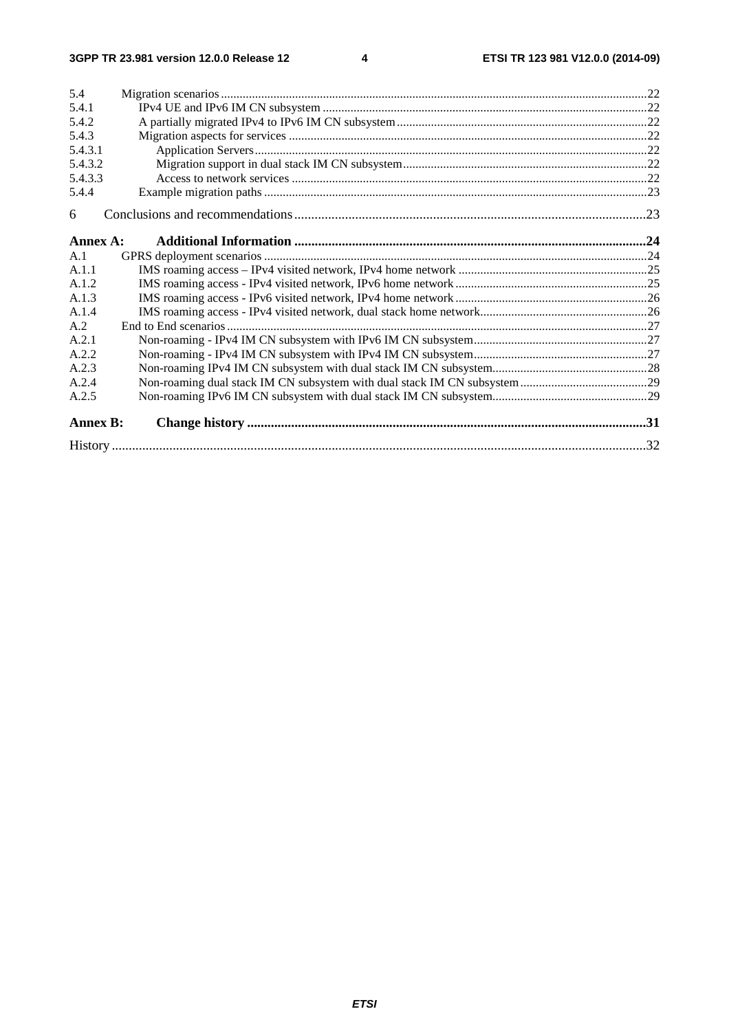5.4 Migration scenarios ....22
5.4.1 IPv4 UE and IPv6 IM CN subsystem ....22
5.4.2 A partially migrated IPv4 to IPv6 IM CN subsystem ....22
5.4.3 Migration aspects for services ....22
5.4.3.1 Application Servers ....22
5.4.3.2 Migration support in dual stack IM CN subsystem ....22
5.4.3.3 Access to network services ....22
5.4.4 Example migration paths ....23

6 Conclusions and recommendations ....23

**Annex A: Additional Information ....24**
A.1 GPRS deployment scenarios ....24
A.1.1 IMS roaming access – IPv4 visited network, IPv4 home network ....25
A.1.2 IMS roaming access - IPv4 visited network, IPv6 home network ....25
A.1.3 IMS roaming access - IPv6 visited network, IPv4 home network ....26
A.1.4 IMS roaming access - IPv4 visited network, dual stack home network ....26
A.2 End to End scenarios ....27
A.2.1 Non-roaming - IPv4 IM CN subsystem with IPv6 IM CN subsystem ....27
A.2.2 Non-roaming - IPv4 IM CN subsystem with IPv4 IM CN subsystem ....27
A.2.3 Non-roaming IPv4 IM CN subsystem with dual stack IM CN subsystem ....28
A.2.4 Non-roaming dual stack IM CN subsystem with dual stack IM CN subsystem ....29
A.2.5 Non-roaming IPv6 IM CN subsystem with dual stack IM CN subsystem ....29

**Annex B: Change history ....31**

History ....32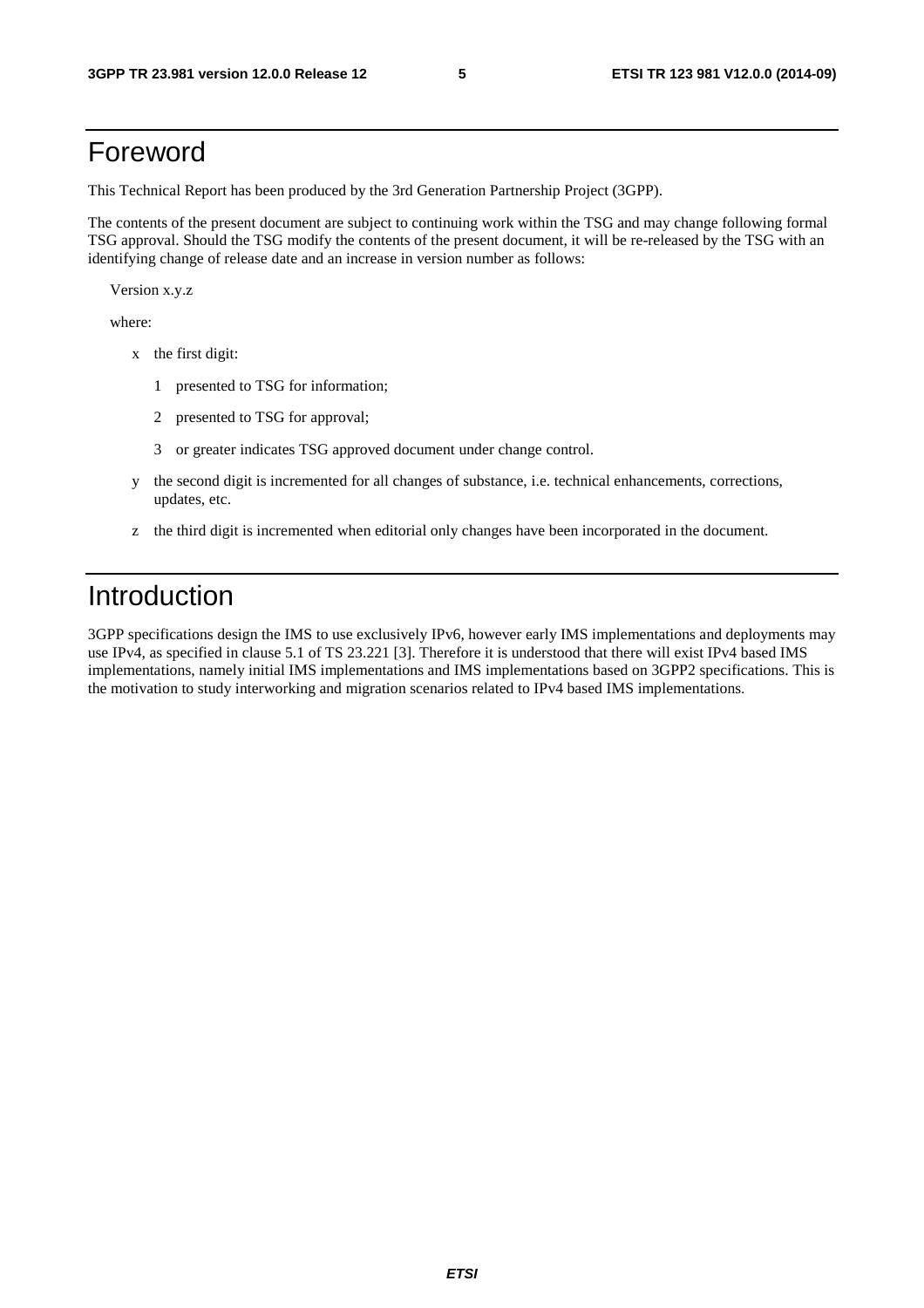# Foreword

This Technical Report has been produced by the 3rd Generation Partnership Project (3GPP).

The contents of the present document are subject to continuing work within the TSG and may change following formal TSG approval. Should the TSG modify the contents of the present document, it will be re-released by the TSG with an identifying change of release date and an increase in version number as follows:

Version x.y.z

where:

- x the first digit:
  - 1 presented to TSG for information;
  - 2 presented to TSG for approval;
  - 3 or greater indicates TSG approved document under change control.
- y the second digit is incremented for all changes of substance, i.e. technical enhancements, corrections, updates, etc.
- z the third digit is incremented when editorial only changes have been incorporated in the document.

# Introduction

3GPP specifications design the IMS to use exclusively IPv6, however early IMS implementations and deployments may use IPv4, as specified in clause 5.1 of TS 23.221 [3]. Therefore it is understood that there will exist IPv4 based IMS implementations, namely initial IMS implementations and IMS implementations based on 3GPP2 specifications. This is the motivation to study interworking and migration scenarios related to IPv4 based IMS implementations.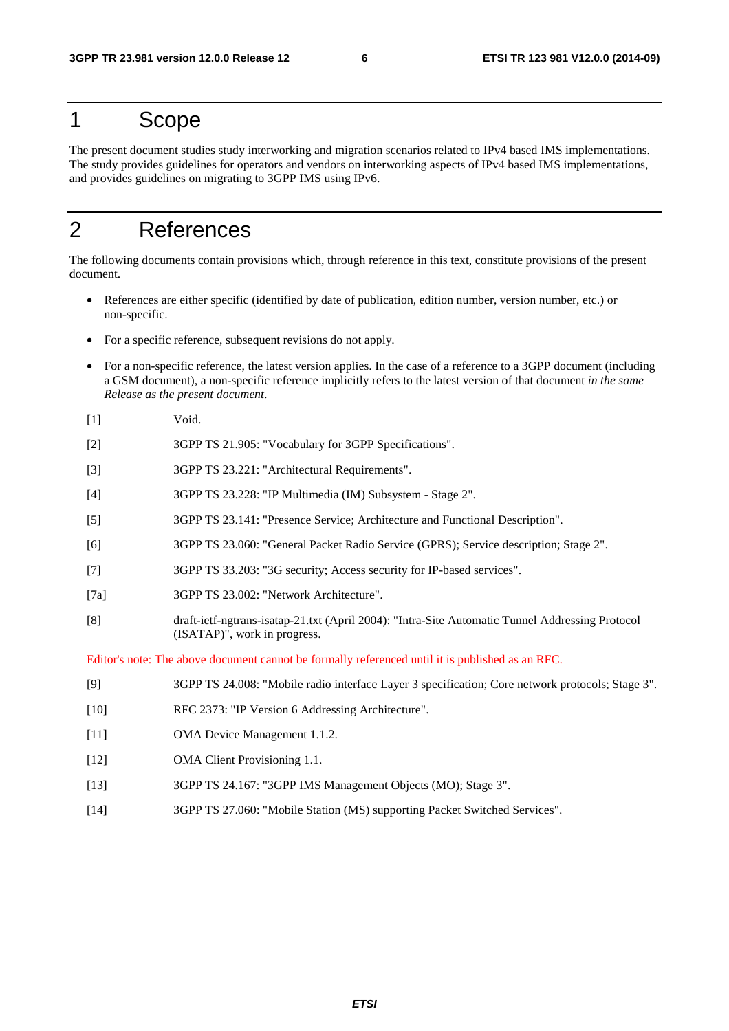# 1 Scope

The present document studies study interworking and migration scenarios related to IPv4 based IMS implementations. The study provides guidelines for operators and vendors on interworking aspects of IPv4 based IMS implementations, and provides guidelines on migrating to 3GPP IMS using IPv6.

# 2 References

The following documents contain provisions which, through reference in this text, constitute provisions of the present document.

- References are either specific (identified by date of publication, edition number, version number, etc.) or non-specific.
- For a specific reference, subsequent revisions do not apply.
- For a non-specific reference, the latest version applies. In the case of a reference to a 3GPP document (including a GSM document), a non-specific reference implicitly refers to the latest version of that document *in the same Release as the present document*.

[1] Void.

[2] 3GPP TS 21.905: "Vocabulary for 3GPP Specifications".

[3] 3GPP TS 23.221: "Architectural Requirements".

[4] 3GPP TS 23.228: "IP Multimedia (IM) Subsystem - Stage 2".

[5] 3GPP TS 23.141: "Presence Service; Architecture and Functional Description".

[6] 3GPP TS 23.060: "General Packet Radio Service (GPRS); Service description; Stage 2".

[7] 3GPP TS 33.203: "3G security; Access security for IP-based services".

[7a] 3GPP TS 23.002: "Network Architecture".

[8] draft-ietf-ngtrans-isatap-21.txt (April 2004): "Intra-Site Automatic Tunnel Addressing Protocol (ISATAP)", work in progress.

Editor's note: The above document cannot be formally referenced until it is published as an RFC.

[9] 3GPP TS 24.008: "Mobile radio interface Layer 3 specification; Core network protocols; Stage 3".

[10] RFC 2373: "IP Version 6 Addressing Architecture".

[11] OMA Device Management 1.1.2.

[12] OMA Client Provisioning 1.1.

[13] 3GPP TS 24.167: "3GPP IMS Management Objects (MO); Stage 3".

[14] 3GPP TS 27.060: "Mobile Station (MS) supporting Packet Switched Services".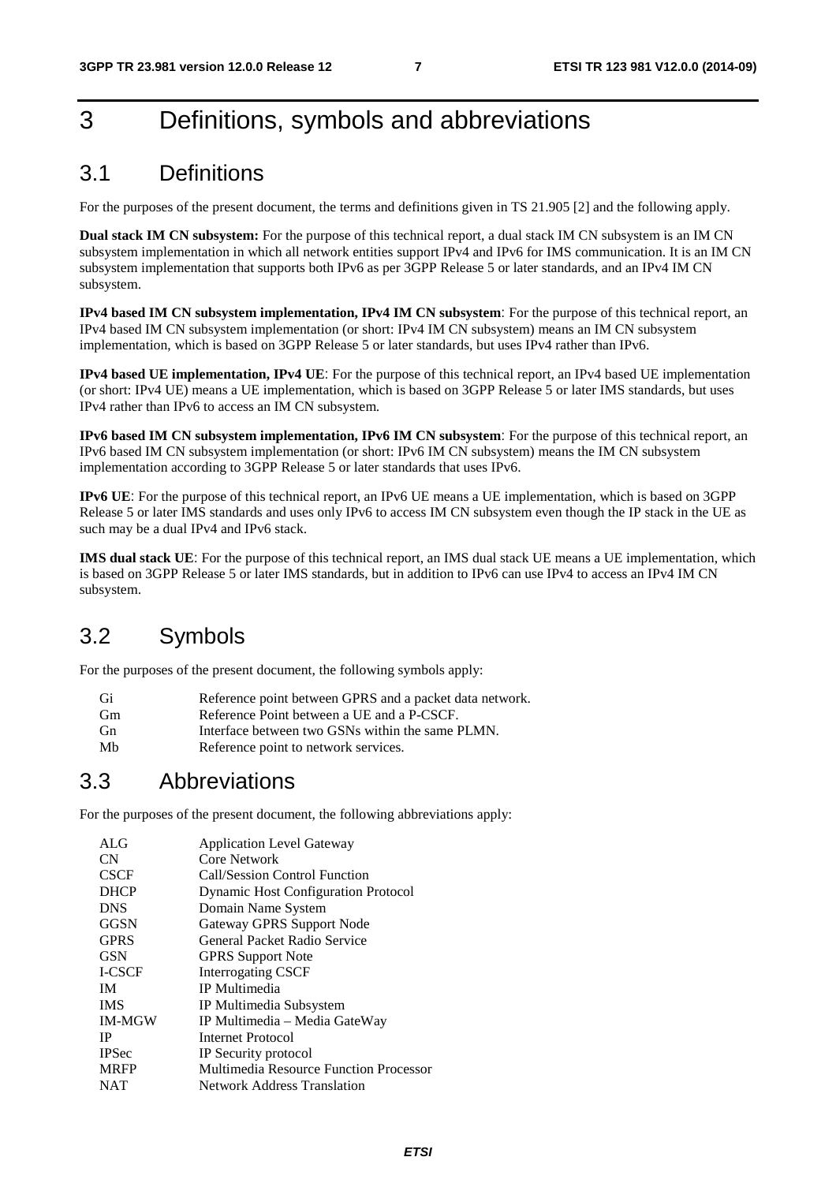# 3 Definitions, symbols and abbreviations

## 3.1 Definitions

For the purposes of the present document, the terms and definitions given in TS 21.905 [2] and the following apply.

**Dual stack IM CN subsystem:** For the purpose of this technical report, a dual stack IM CN subsystem is an IM CN subsystem implementation in which all network entities support IPv4 and IPv6 for IMS communication. It is an IM CN subsystem implementation that supports both IPv6 as per 3GPP Release 5 or later standards, and an IPv4 IM CN subsystem.

**IPv4 based IM CN subsystem implementation, IPv4 IM CN subsystem**: For the purpose of this technical report, an IPv4 based IM CN subsystem implementation (or short: IPv4 IM CN subsystem) means an IM CN subsystem implementation, which is based on 3GPP Release 5 or later standards, but uses IPv4 rather than IPv6.

**IPv4 based UE implementation, IPv4 UE**: For the purpose of this technical report, an IPv4 based UE implementation (or short: IPv4 UE) means a UE implementation, which is based on 3GPP Release 5 or later IMS standards, but uses IPv4 rather than IPv6 to access an IM CN subsystem.

**IPv6 based IM CN subsystem implementation, IPv6 IM CN subsystem**: For the purpose of this technical report, an IPv6 based IM CN subsystem implementation (or short: IPv6 IM CN subsystem) means the IM CN subsystem implementation according to 3GPP Release 5 or later standards that uses IPv6.

**IPv6 UE**: For the purpose of this technical report, an IPv6 UE means a UE implementation, which is based on 3GPP Release 5 or later IMS standards and uses only IPv6 to access IM CN subsystem even though the IP stack in the UE as such may be a dual IPv4 and IPv6 stack.

**IMS dual stack UE**: For the purpose of this technical report, an IMS dual stack UE means a UE implementation, which is based on 3GPP Release 5 or later IMS standards, but in addition to IPv6 can use IPv4 to access an IPv4 IM CN subsystem.

## 3.2 Symbols

For the purposes of the present document, the following symbols apply:

| | |
|---|---|
| Gi | Reference point between GPRS and a packet data network. |
| Gm | Reference Point between a UE and a P-CSCF. |
| Gn | Interface between two GSNs within the same PLMN. |
| Mb | Reference point to network services. |

## 3.3 Abbreviations

For the purposes of the present document, the following abbreviations apply:

| | |
|---|---|
| ALG | Application Level Gateway |
| CN | Core Network |
| CSCF | Call/Session Control Function |
| DHCP | Dynamic Host Configuration Protocol |
| DNS | Domain Name System |
| GGSN | Gateway GPRS Support Node |
| GPRS | General Packet Radio Service |
| GSN | GPRS Support Note |
| I-CSCF | Interrogating CSCF |
| IM | IP Multimedia |
| IMS | IP Multimedia Subsystem |
| IM-MGW | IP Multimedia – Media GateWay |
| IP | Internet Protocol |
| IPSec | IP Security protocol |
| MRFP | Multimedia Resource Function Processor |
| NAT | Network Address Translation |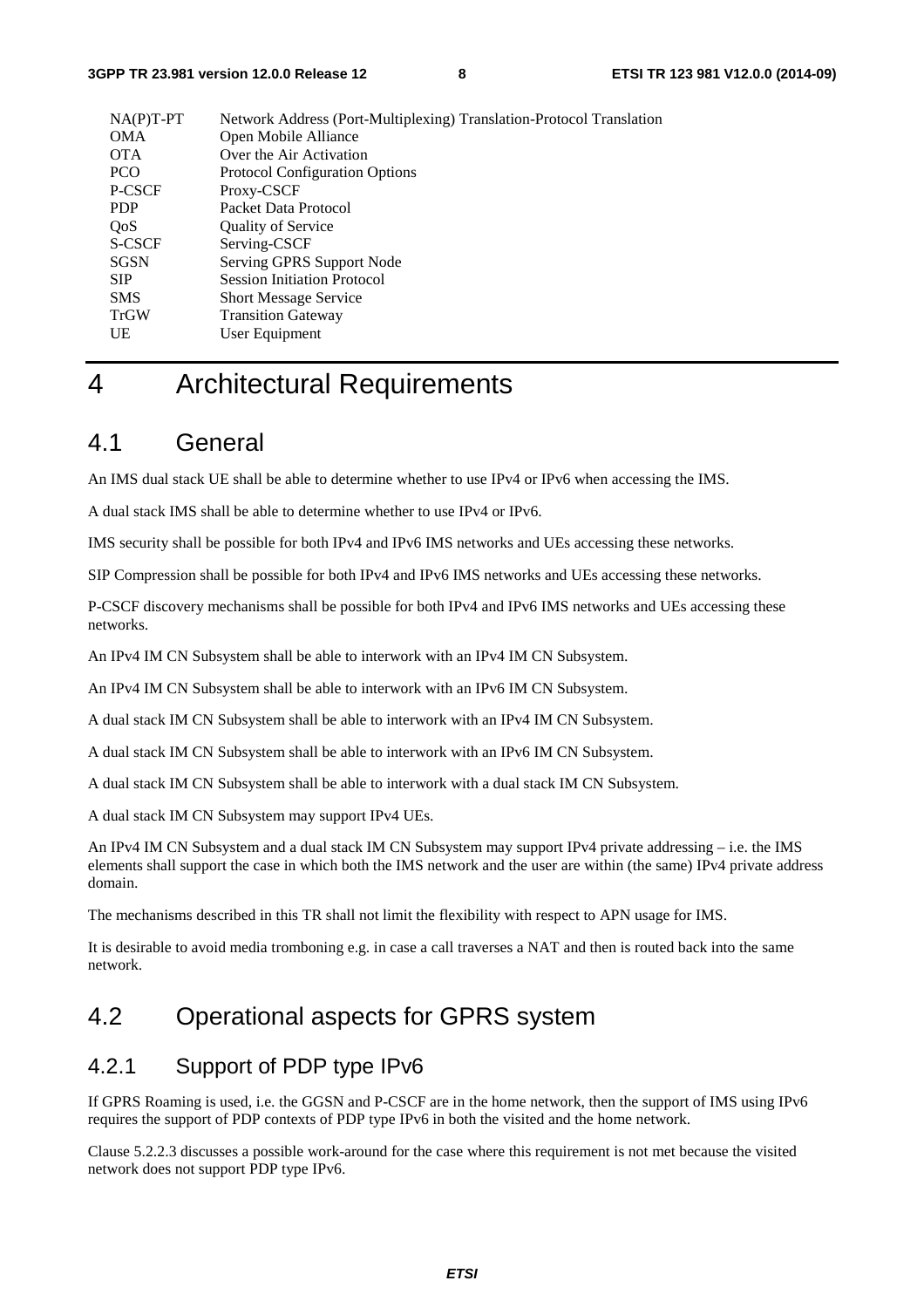| | |
|---|---|
| NA(P)T-PT | Network Address (Port-Multiplexing) Translation-Protocol Translation |
| OMA | Open Mobile Alliance |
| OTA | Over the Air Activation |
| PCO | Protocol Configuration Options |
| P-CSCF | Proxy-CSCF |
| PDP | Packet Data Protocol |
| QoS | Quality of Service |
| S-CSCF | Serving-CSCF |
| SGSN | Serving GPRS Support Node |
| SIP | Session Initiation Protocol |
| SMS | Short Message Service |
| TrGW | Transition Gateway |
| UE | User Equipment |

# 4 Architectural Requirements

## 4.1 General

An IMS dual stack UE shall be able to determine whether to use IPv4 or IPv6 when accessing the IMS.

A dual stack IMS shall be able to determine whether to use IPv4 or IPv6.

IMS security shall be possible for both IPv4 and IPv6 IMS networks and UEs accessing these networks.

SIP Compression shall be possible for both IPv4 and IPv6 IMS networks and UEs accessing these networks.

P-CSCF discovery mechanisms shall be possible for both IPv4 and IPv6 IMS networks and UEs accessing these networks.

An IPv4 IM CN Subsystem shall be able to interwork with an IPv4 IM CN Subsystem.

An IPv4 IM CN Subsystem shall be able to interwork with an IPv6 IM CN Subsystem.

A dual stack IM CN Subsystem shall be able to interwork with an IPv4 IM CN Subsystem.

A dual stack IM CN Subsystem shall be able to interwork with an IPv6 IM CN Subsystem.

A dual stack IM CN Subsystem shall be able to interwork with a dual stack IM CN Subsystem.

A dual stack IM CN Subsystem may support IPv4 UEs.

An IPv4 IM CN Subsystem and a dual stack IM CN Subsystem may support IPv4 private addressing – i.e. the IMS elements shall support the case in which both the IMS network and the user are within (the same) IPv4 private address domain.

The mechanisms described in this TR shall not limit the flexibility with respect to APN usage for IMS.

It is desirable to avoid media tromboning e.g. in case a call traverses a NAT and then is routed back into the same network.

## 4.2 Operational aspects for GPRS system

### 4.2.1 Support of PDP type IPv6

If GPRS Roaming is used, i.e. the GGSN and P-CSCF are in the home network, then the support of IMS using IPv6 requires the support of PDP contexts of PDP type IPv6 in both the visited and the home network.

Clause 5.2.2.3 discusses a possible work-around for the case where this requirement is not met because the visited network does not support PDP type IPv6.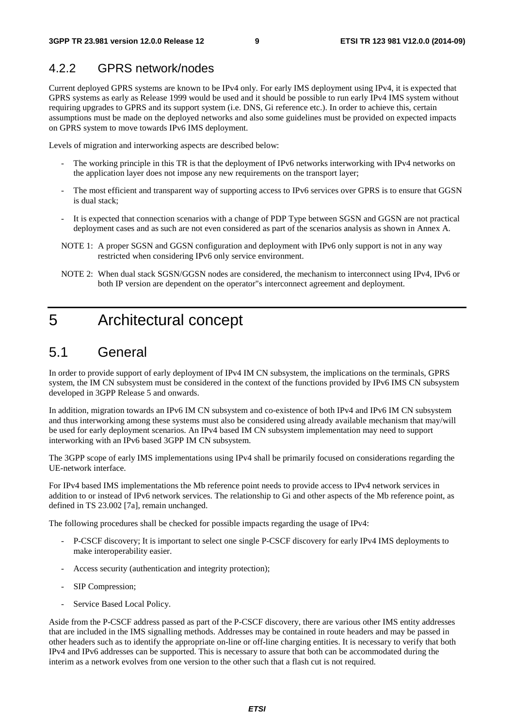### 4.2.2 GPRS network/nodes

Current deployed GPRS systems are known to be IPv4 only. For early IMS deployment using IPv4, it is expected that GPRS systems as early as Release 1999 would be used and it should be possible to run early IPv4 IMS system without requiring upgrades to GPRS and its support system (i.e. DNS, Gi reference etc.). In order to achieve this, certain assumptions must be made on the deployed networks and also some guidelines must be provided on expected impacts on GPRS system to move towards IPv6 IMS deployment.

Levels of migration and interworking aspects are described below:

- The working principle in this TR is that the deployment of IPv6 networks interworking with IPv4 networks on the application layer does not impose any new requirements on the transport layer;
- The most efficient and transparent way of supporting access to IPv6 services over GPRS is to ensure that GGSN is dual stack;
- It is expected that connection scenarios with a change of PDP Type between SGSN and GGSN are not practical deployment cases and as such are not even considered as part of the scenarios analysis as shown in Annex A.

NOTE 1: A proper SGSN and GGSN configuration and deployment with IPv6 only support is not in any way restricted when considering IPv6 only service environment.

NOTE 2: When dual stack SGSN/GGSN nodes are considered, the mechanism to interconnect using IPv4, IPv6 or both IP version are dependent on the operator"s interconnect agreement and deployment.

# 5 Architectural concept

## 5.1 General

In order to provide support of early deployment of IPv4 IM CN subsystem, the implications on the terminals, GPRS system, the IM CN subsystem must be considered in the context of the functions provided by IPv6 IMS CN subsystem developed in 3GPP Release 5 and onwards.

In addition, migration towards an IPv6 IM CN subsystem and co-existence of both IPv4 and IPv6 IM CN subsystem and thus interworking among these systems must also be considered using already available mechanism that may/will be used for early deployment scenarios. An IPv4 based IM CN subsystem implementation may need to support interworking with an IPv6 based 3GPP IM CN subsystem.

The 3GPP scope of early IMS implementations using IPv4 shall be primarily focused on considerations regarding the UE-network interface.

For IPv4 based IMS implementations the Mb reference point needs to provide access to IPv4 network services in addition to or instead of IPv6 network services. The relationship to Gi and other aspects of the Mb reference point, as defined in TS 23.002 [7a], remain unchanged.

The following procedures shall be checked for possible impacts regarding the usage of IPv4:

- P-CSCF discovery; It is important to select one single P-CSCF discovery for early IPv4 IMS deployments to make interoperability easier.
- Access security (authentication and integrity protection);
- SIP Compression;
- Service Based Local Policy.

Aside from the P-CSCF address passed as part of the P-CSCF discovery, there are various other IMS entity addresses that are included in the IMS signalling methods. Addresses may be contained in route headers and may be passed in other headers such as to identify the appropriate on-line or off-line charging entities. It is necessary to verify that both IPv4 and IPv6 addresses can be supported. This is necessary to assure that both can be accommodated during the interim as a network evolves from one version to the other such that a flash cut is not required.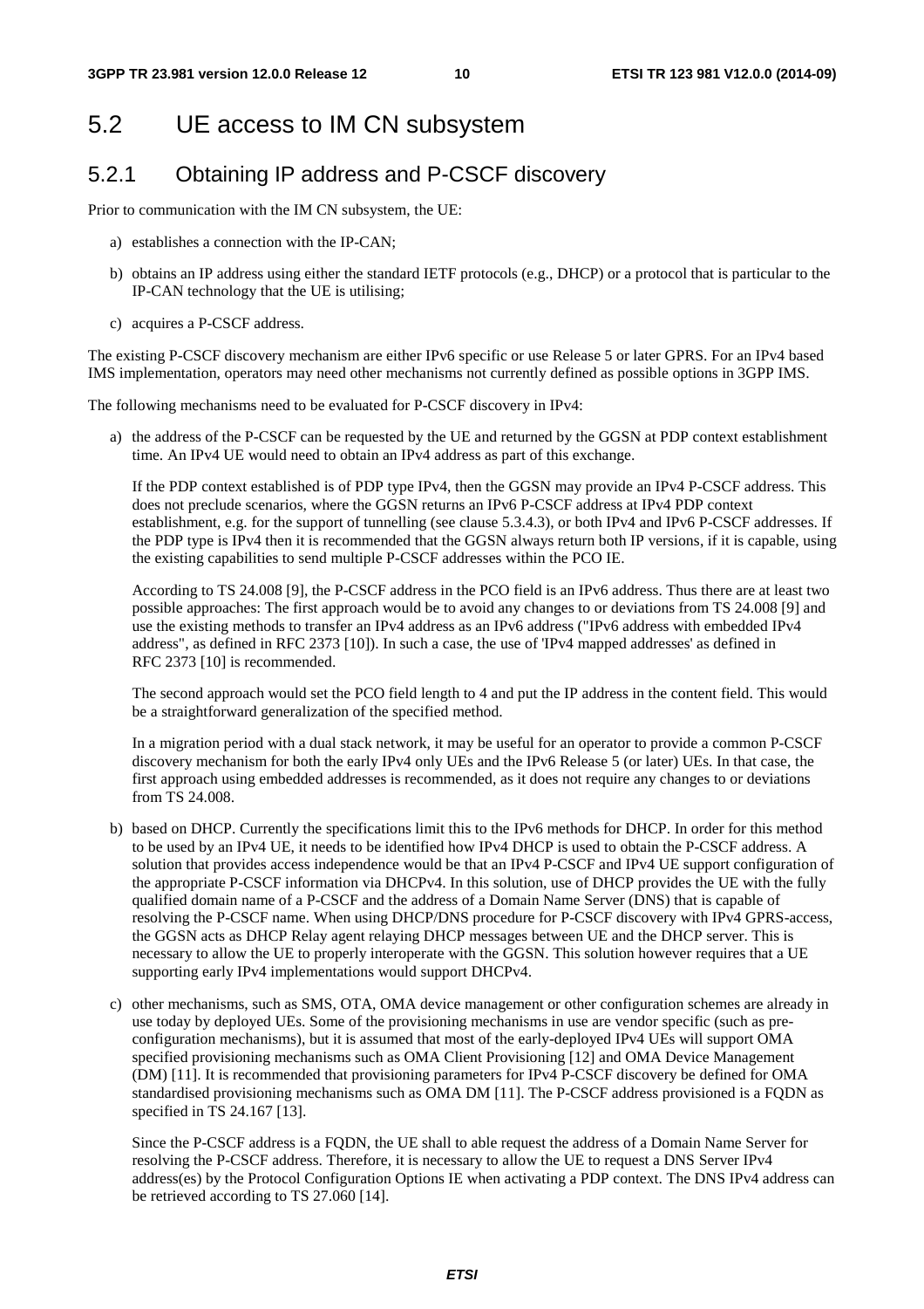## 5.2 UE access to IM CN subsystem

### 5.2.1 Obtaining IP address and P-CSCF discovery

Prior to communication with the IM CN subsystem, the UE:

a) establishes a connection with the IP-CAN;

b) obtains an IP address using either the standard IETF protocols (e.g., DHCP) or a protocol that is particular to the IP-CAN technology that the UE is utilising;

c) acquires a P-CSCF address.

The existing P-CSCF discovery mechanism are either IPv6 specific or use Release 5 or later GPRS. For an IPv4 based IMS implementation, operators may need other mechanisms not currently defined as possible options in 3GPP IMS.

The following mechanisms need to be evaluated for P-CSCF discovery in IPv4:

a) the address of the P-CSCF can be requested by the UE and returned by the GGSN at PDP context establishment time. An IPv4 UE would need to obtain an IPv4 address as part of this exchange.

   If the PDP context established is of PDP type IPv4, then the GGSN may provide an IPv4 P-CSCF address. This does not preclude scenarios, where the GGSN returns an IPv6 P-CSCF address at IPv4 PDP context establishment, e.g. for the support of tunnelling (see clause 5.3.4.3), or both IPv4 and IPv6 P-CSCF addresses. If the PDP type is IPv4 then it is recommended that the GGSN always return both IP versions, if it is capable, using the existing capabilities to send multiple P-CSCF addresses within the PCO IE.

   According to TS 24.008 [9], the P-CSCF address in the PCO field is an IPv6 address. Thus there are at least two possible approaches: The first approach would be to avoid any changes to or deviations from TS 24.008 [9] and use the existing methods to transfer an IPv4 address as an IPv6 address ("IPv6 address with embedded IPv4 address", as defined in RFC 2373 [10]). In such a case, the use of 'IPv4 mapped addresses' as defined in RFC 2373 [10] is recommended.

   The second approach would set the PCO field length to 4 and put the IP address in the content field. This would be a straightforward generalization of the specified method.

   In a migration period with a dual stack network, it may be useful for an operator to provide a common P-CSCF discovery mechanism for both the early IPv4 only UEs and the IPv6 Release 5 (or later) UEs. In that case, the first approach using embedded addresses is recommended, as it does not require any changes to or deviations from TS 24.008.

b) based on DHCP. Currently the specifications limit this to the IPv6 methods for DHCP. In order for this method to be used by an IPv4 UE, it needs to be identified how IPv4 DHCP is used to obtain the P-CSCF address. A solution that provides access independence would be that an IPv4 P-CSCF and IPv4 UE support configuration of the appropriate P-CSCF information via DHCPv4. In this solution, use of DHCP provides the UE with the fully qualified domain name of a P-CSCF and the address of a Domain Name Server (DNS) that is capable of resolving the P-CSCF name. When using DHCP/DNS procedure for P-CSCF discovery with IPv4 GPRS-access, the GGSN acts as DHCP Relay agent relaying DHCP messages between UE and the DHCP server. This is necessary to allow the UE to properly interoperate with the GGSN. This solution however requires that a UE supporting early IPv4 implementations would support DHCPv4.

c) other mechanisms, such as SMS, OTA, OMA device management or other configuration schemes are already in use today by deployed UEs. Some of the provisioning mechanisms in use are vendor specific (such as pre-configuration mechanisms), but it is assumed that most of the early-deployed IPv4 UEs will support OMA specified provisioning mechanisms such as OMA Client Provisioning [12] and OMA Device Management (DM) [11]. It is recommended that provisioning parameters for IPv4 P-CSCF discovery be defined for OMA standardised provisioning mechanisms such as OMA DM [11]. The P-CSCF address provisioned is a FQDN as specified in TS 24.167 [13].

   Since the P-CSCF address is a FQDN, the UE shall to able request the address of a Domain Name Server for resolving the P-CSCF address. Therefore, it is necessary to allow the UE to request a DNS Server IPv4 address(es) by the Protocol Configuration Options IE when activating a PDP context. The DNS IPv4 address can be retrieved according to TS 27.060 [14].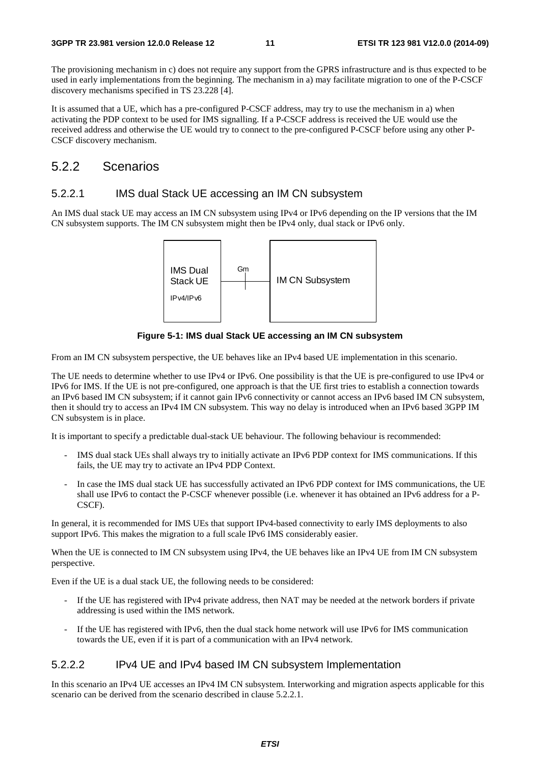The provisioning mechanism in c) does not require any support from the GPRS infrastructure and is thus expected to be used in early implementations from the beginning. The mechanism in a) may facilitate migration to one of the P-CSCF discovery mechanisms specified in TS 23.228 [4].

It is assumed that a UE, which has a pre-configured P-CSCF address, may try to use the mechanism in a) when activating the PDP context to be used for IMS signalling. If a P-CSCF address is received the UE would use the received address and otherwise the UE would try to connect to the pre-configured P-CSCF before using any other P-CSCF discovery mechanism.

## 5.2.2 Scenarios

### 5.2.2.1 IMS dual Stack UE accessing an IM CN subsystem

An IMS dual stack UE may access an IM CN subsystem using IPv4 or IPv6 depending on the IP versions that the IM CN subsystem supports. The IM CN subsystem might then be IPv4 only, dual stack or IPv6 only.

IMS Dual Stack UE IPv4/IPv6 — Gm — IM CN Subsystem

**Figure 5-1: IMS dual Stack UE accessing an IM CN subsystem**

From an IM CN subsystem perspective, the UE behaves like an IPv4 based UE implementation in this scenario.

The UE needs to determine whether to use IPv4 or IPv6. One possibility is that the UE is pre-configured to use IPv4 or IPv6 for IMS. If the UE is not pre-configured, one approach is that the UE first tries to establish a connection towards an IPv6 based IM CN subsystem; if it cannot gain IPv6 connectivity or cannot access an IPv6 based IM CN subsystem, then it should try to access an IPv4 IM CN subsystem. This way no delay is introduced when an IPv6 based 3GPP IM CN subsystem is in place.

It is important to specify a predictable dual-stack UE behaviour. The following behaviour is recommended:

- IMS dual stack UEs shall always try to initially activate an IPv6 PDP context for IMS communications. If this fails, the UE may try to activate an IPv4 PDP Context.
- In case the IMS dual stack UE has successfully activated an IPv6 PDP context for IMS communications, the UE shall use IPv6 to contact the P-CSCF whenever possible (i.e. whenever it has obtained an IPv6 address for a P-CSCF).

In general, it is recommended for IMS UEs that support IPv4-based connectivity to early IMS deployments to also support IPv6. This makes the migration to a full scale IPv6 IMS considerably easier.

When the UE is connected to IM CN subsystem using IPv4, the UE behaves like an IPv4 UE from IM CN subsystem perspective.

Even if the UE is a dual stack UE, the following needs to be considered:

- If the UE has registered with IPv4 private address, then NAT may be needed at the network borders if private addressing is used within the IMS network.
- If the UE has registered with IPv6, then the dual stack home network will use IPv6 for IMS communication towards the UE, even if it is part of a communication with an IPv4 network.

### 5.2.2.2 IPv4 UE and IPv4 based IM CN subsystem Implementation

In this scenario an IPv4 UE accesses an IPv4 IM CN subsystem. Interworking and migration aspects applicable for this scenario can be derived from the scenario described in clause 5.2.2.1.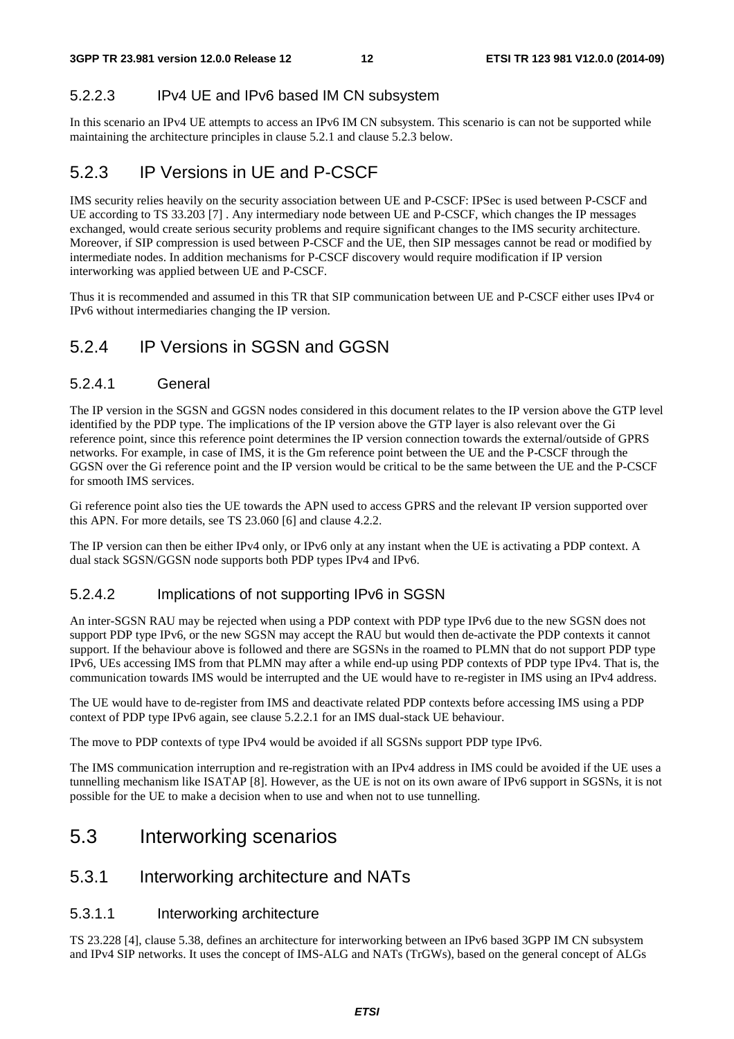#### 5.2.2.3 IPv4 UE and IPv6 based IM CN subsystem

In this scenario an IPv4 UE attempts to access an IPv6 IM CN subsystem. This scenario is can not be supported while maintaining the architecture principles in clause 5.2.1 and clause 5.2.3 below.

### 5.2.3 IP Versions in UE and P-CSCF

IMS security relies heavily on the security association between UE and P-CSCF: IPSec is used between P-CSCF and UE according to TS 33.203 [7] . Any intermediary node between UE and P-CSCF, which changes the IP messages exchanged, would create serious security problems and require significant changes to the IMS security architecture. Moreover, if SIP compression is used between P-CSCF and the UE, then SIP messages cannot be read or modified by intermediate nodes. In addition mechanisms for P-CSCF discovery would require modification if IP version interworking was applied between UE and P-CSCF.

Thus it is recommended and assumed in this TR that SIP communication between UE and P-CSCF either uses IPv4 or IPv6 without intermediaries changing the IP version.

### 5.2.4 IP Versions in SGSN and GGSN

#### 5.2.4.1 General

The IP version in the SGSN and GGSN nodes considered in this document relates to the IP version above the GTP level identified by the PDP type. The implications of the IP version above the GTP layer is also relevant over the Gi reference point, since this reference point determines the IP version connection towards the external/outside of GPRS networks. For example, in case of IMS, it is the Gm reference point between the UE and the P-CSCF through the GGSN over the Gi reference point and the IP version would be critical to be the same between the UE and the P-CSCF for smooth IMS services.

Gi reference point also ties the UE towards the APN used to access GPRS and the relevant IP version supported over this APN. For more details, see TS 23.060 [6] and clause 4.2.2.

The IP version can then be either IPv4 only, or IPv6 only at any instant when the UE is activating a PDP context. A dual stack SGSN/GGSN node supports both PDP types IPv4 and IPv6.

#### 5.2.4.2 Implications of not supporting IPv6 in SGSN

An inter-SGSN RAU may be rejected when using a PDP context with PDP type IPv6 due to the new SGSN does not support PDP type IPv6, or the new SGSN may accept the RAU but would then de-activate the PDP contexts it cannot support. If the behaviour above is followed and there are SGSNs in the roamed to PLMN that do not support PDP type IPv6, UEs accessing IMS from that PLMN may after a while end-up using PDP contexts of PDP type IPv4. That is, the communication towards IMS would be interrupted and the UE would have to re-register in IMS using an IPv4 address.

The UE would have to de-register from IMS and deactivate related PDP contexts before accessing IMS using a PDP context of PDP type IPv6 again, see clause 5.2.2.1 for an IMS dual-stack UE behaviour.

The move to PDP contexts of type IPv4 would be avoided if all SGSNs support PDP type IPv6.

The IMS communication interruption and re-registration with an IPv4 address in IMS could be avoided if the UE uses a tunnelling mechanism like ISATAP [8]. However, as the UE is not on its own aware of IPv6 support in SGSNs, it is not possible for the UE to make a decision when to use and when not to use tunnelling.

## 5.3 Interworking scenarios

### 5.3.1 Interworking architecture and NATs

#### 5.3.1.1 Interworking architecture

TS 23.228 [4], clause 5.38, defines an architecture for interworking between an IPv6 based 3GPP IM CN subsystem and IPv4 SIP networks. It uses the concept of IMS-ALG and NATs (TrGWs), based on the general concept of ALGs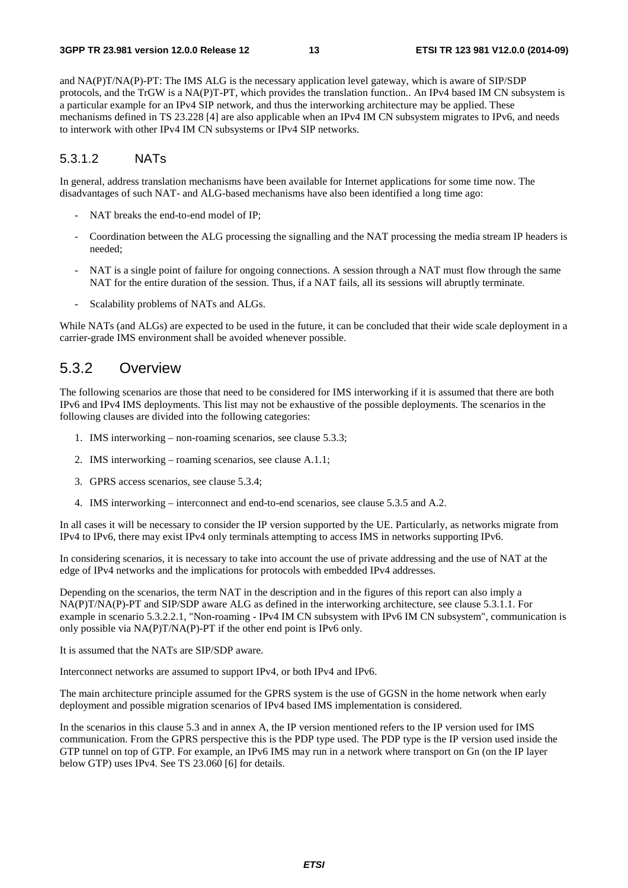and NA(P)T/NA(P)-PT: The IMS ALG is the necessary application level gateway, which is aware of SIP/SDP protocols, and the TrGW is a NA(P)T-PT, which provides the translation function.. An IPv4 based IM CN subsystem is a particular example for an IPv4 SIP network, and thus the interworking architecture may be applied. These mechanisms defined in TS 23.228 [4] are also applicable when an IPv4 IM CN subsystem migrates to IPv6, and needs to interwork with other IPv4 IM CN subsystems or IPv4 SIP networks.

#### 5.3.1.2 NATs

In general, address translation mechanisms have been available for Internet applications for some time now. The disadvantages of such NAT- and ALG-based mechanisms have also been identified a long time ago:

- NAT breaks the end-to-end model of IP;
- Coordination between the ALG processing the signalling and the NAT processing the media stream IP headers is needed;
- NAT is a single point of failure for ongoing connections. A session through a NAT must flow through the same NAT for the entire duration of the session. Thus, if a NAT fails, all its sessions will abruptly terminate.
- Scalability problems of NATs and ALGs.

While NATs (and ALGs) are expected to be used in the future, it can be concluded that their wide scale deployment in a carrier-grade IMS environment shall be avoided whenever possible.

### 5.3.2 Overview

The following scenarios are those that need to be considered for IMS interworking if it is assumed that there are both IPv6 and IPv4 IMS deployments. This list may not be exhaustive of the possible deployments. The scenarios in the following clauses are divided into the following categories:

1. IMS interworking – non-roaming scenarios, see clause 5.3.3;
2. IMS interworking – roaming scenarios, see clause A.1.1;
3. GPRS access scenarios, see clause 5.3.4;
4. IMS interworking – interconnect and end-to-end scenarios, see clause 5.3.5 and A.2.

In all cases it will be necessary to consider the IP version supported by the UE. Particularly, as networks migrate from IPv4 to IPv6, there may exist IPv4 only terminals attempting to access IMS in networks supporting IPv6.

In considering scenarios, it is necessary to take into account the use of private addressing and the use of NAT at the edge of IPv4 networks and the implications for protocols with embedded IPv4 addresses.

Depending on the scenarios, the term NAT in the description and in the figures of this report can also imply a NA(P)T/NA(P)-PT and SIP/SDP aware ALG as defined in the interworking architecture, see clause 5.3.1.1. For example in scenario 5.3.2.2.1, "Non-roaming - IPv4 IM CN subsystem with IPv6 IM CN subsystem", communication is only possible via NA(P)T/NA(P)-PT if the other end point is IPv6 only.

It is assumed that the NATs are SIP/SDP aware.

Interconnect networks are assumed to support IPv4, or both IPv4 and IPv6.

The main architecture principle assumed for the GPRS system is the use of GGSN in the home network when early deployment and possible migration scenarios of IPv4 based IMS implementation is considered.

In the scenarios in this clause 5.3 and in annex A, the IP version mentioned refers to the IP version used for IMS communication. From the GPRS perspective this is the PDP type used. The PDP type is the IP version used inside the GTP tunnel on top of GTP. For example, an IPv6 IMS may run in a network where transport on Gn (on the IP layer below GTP) uses IPv4. See TS 23.060 [6] for details.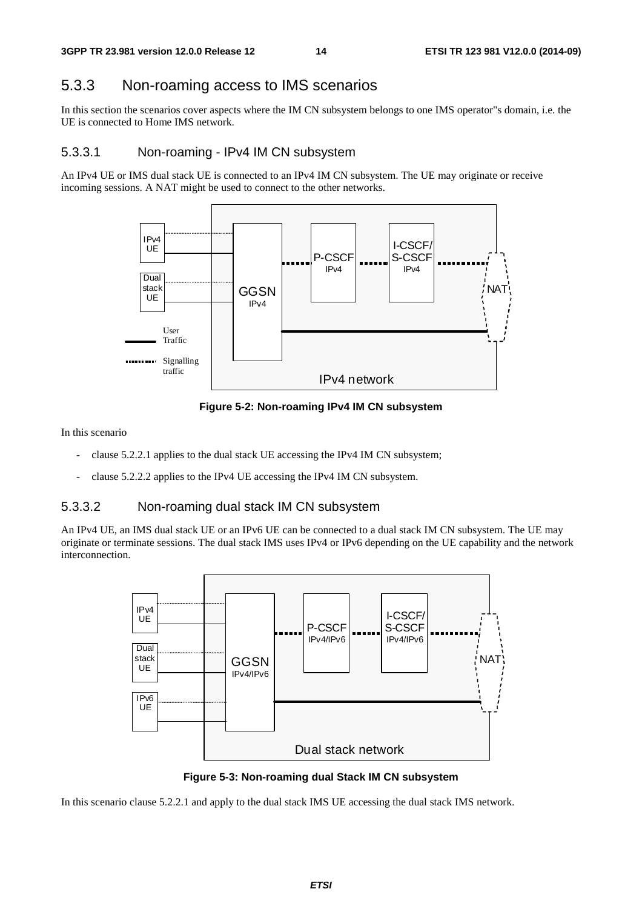### 5.3.3 Non-roaming access to IMS scenarios

In this section the scenarios cover aspects where the IM CN subsystem belongs to one IMS operator"s domain, i.e. the UE is connected to Home IMS network.

#### 5.3.3.1 Non-roaming - IPv4 IM CN subsystem

An IPv4 UE or IMS dual stack UE is connected to an IPv4 IM CN subsystem. The UE may originate or receive incoming sessions. A NAT might be used to connect to the other networks.

**Figure 5-2: Non-roaming IPv4 IM CN subsystem**

In this scenario

- clause 5.2.2.1 applies to the dual stack UE accessing the IPv4 IM CN subsystem;
- clause 5.2.2.2 applies to the IPv4 UE accessing the IPv4 IM CN subsystem.

#### 5.3.3.2 Non-roaming dual stack IM CN subsystem

An IPv4 UE, an IMS dual stack UE or an IPv6 UE can be connected to a dual stack IM CN subsystem. The UE may originate or terminate sessions. The dual stack IMS uses IPv4 or IPv6 depending on the UE capability and the network interconnection.

**Figure 5-3: Non-roaming dual Stack IM CN subsystem**

In this scenario clause 5.2.2.1 and apply to the dual stack IMS UE accessing the dual stack IMS network.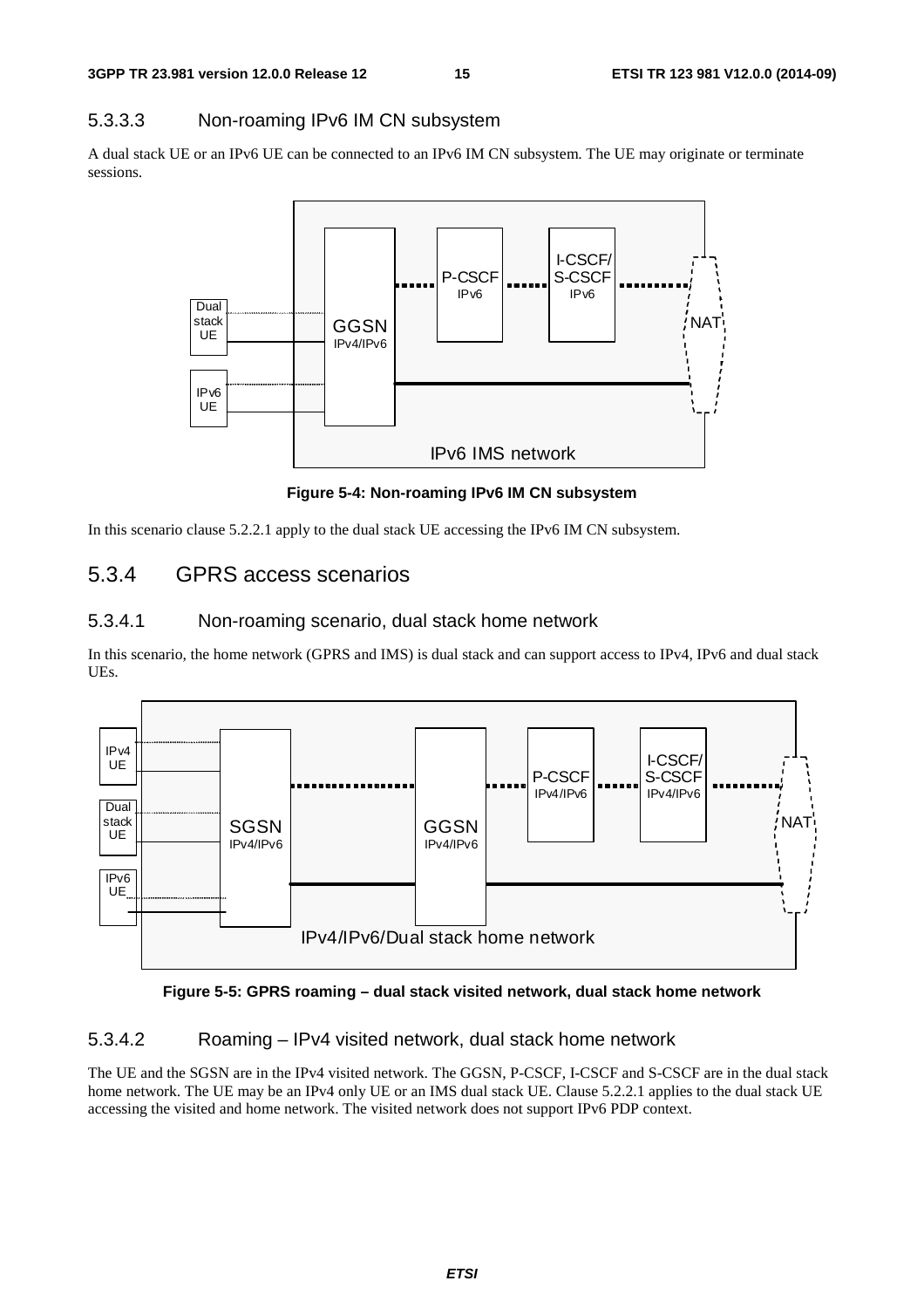### 5.3.3.3 Non-roaming IPv6 IM CN subsystem

A dual stack UE or an IPv6 UE can be connected to an IPv6 IM CN subsystem. The UE may originate or terminate sessions.

**Figure 5-4: Non-roaming IPv6 IM CN subsystem**

In this scenario clause 5.2.2.1 apply to the dual stack UE accessing the IPv6 IM CN subsystem.

## 5.3.4 GPRS access scenarios

### 5.3.4.1 Non-roaming scenario, dual stack home network

In this scenario, the home network (GPRS and IMS) is dual stack and can support access to IPv4, IPv6 and dual stack UEs.

**Figure 5-5: GPRS roaming – dual stack visited network, dual stack home network**

### 5.3.4.2 Roaming – IPv4 visited network, dual stack home network

The UE and the SGSN are in the IPv4 visited network. The GGSN, P-CSCF, I-CSCF and S-CSCF are in the dual stack home network. The UE may be an IPv4 only UE or an IMS dual stack UE. Clause 5.2.2.1 applies to the dual stack UE accessing the visited and home network. The visited network does not support IPv6 PDP context.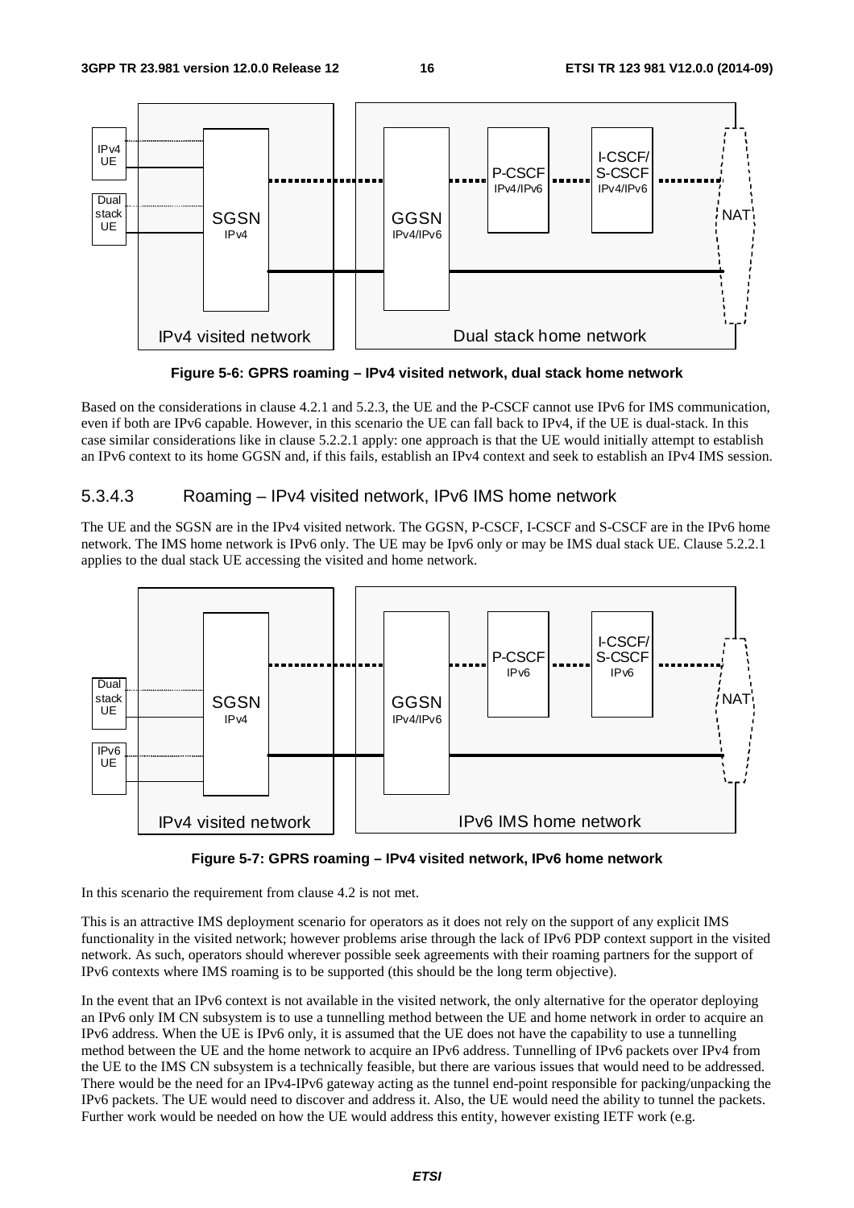**Figure 5-6: GPRS roaming – IPv4 visited network, dual stack home network**

Based on the considerations in clause 4.2.1 and 5.2.3, the UE and the P-CSCF cannot use IPv6 for IMS communication, even if both are IPv6 capable. However, in this scenario the UE can fall back to IPv4, if the UE is dual-stack. In this case similar considerations like in clause 5.2.2.1 apply: one approach is that the UE would initially attempt to establish an IPv6 context to its home GGSN and, if this fails, establish an IPv4 context and seek to establish an IPv4 IMS session.

#### 5.3.4.3 Roaming – IPv4 visited network, IPv6 IMS home network

The UE and the SGSN are in the IPv4 visited network. The GGSN, P-CSCF, I-CSCF and S-CSCF are in the IPv6 home network. The IMS home network is IPv6 only. The UE may be Ipv6 only or may be IMS dual stack UE. Clause 5.2.2.1 applies to the dual stack UE accessing the visited and home network.

**Figure 5-7: GPRS roaming – IPv4 visited network, IPv6 home network**

In this scenario the requirement from clause 4.2 is not met.

This is an attractive IMS deployment scenario for operators as it does not rely on the support of any explicit IMS functionality in the visited network; however problems arise through the lack of IPv6 PDP context support in the visited network. As such, operators should wherever possible seek agreements with their roaming partners for the support of IPv6 contexts where IMS roaming is to be supported (this should be the long term objective).

In the event that an IPv6 context is not available in the visited network, the only alternative for the operator deploying an IPv6 only IM CN subsystem is to use a tunnelling method between the UE and home network in order to acquire an IPv6 address. When the UE is IPv6 only, it is assumed that the UE does not have the capability to use a tunnelling method between the UE and the home network to acquire an IPv6 address. Tunnelling of IPv6 packets over IPv4 from the UE to the IMS CN subsystem is a technically feasible, but there are various issues that would need to be addressed. There would be the need for an IPv4-IPv6 gateway acting as the tunnel end-point responsible for packing/unpacking the IPv6 packets. The UE would need to discover and address it. Also, the UE would need the ability to tunnel the packets. Further work would be needed on how the UE would address this entity, however existing IETF work (e.g.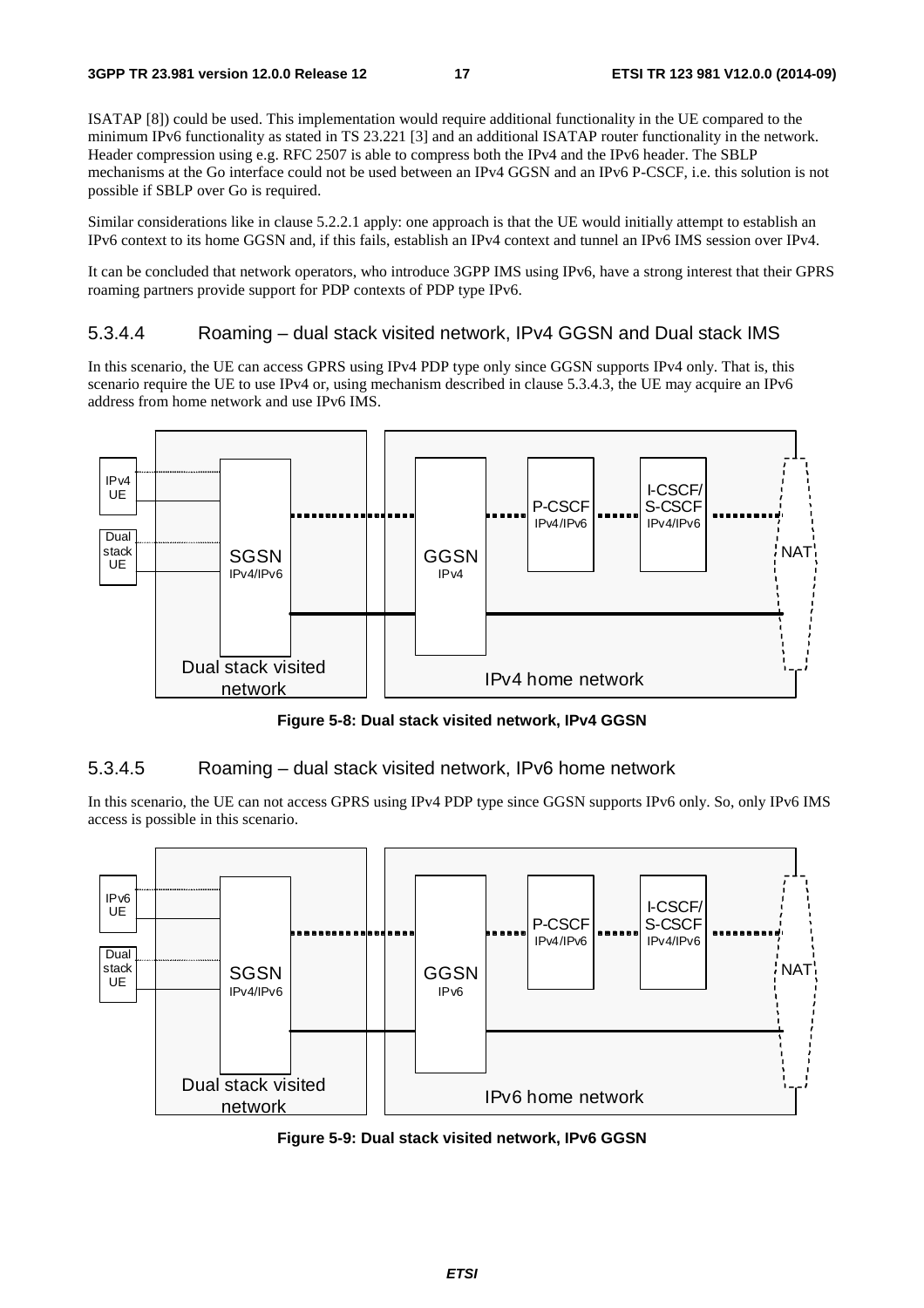ISATAP [8]) could be used. This implementation would require additional functionality in the UE compared to the minimum IPv6 functionality as stated in TS 23.221 [3] and an additional ISATAP router functionality in the network. Header compression using e.g. RFC 2507 is able to compress both the IPv4 and the IPv6 header. The SBLP mechanisms at the Go interface could not be used between an IPv4 GGSN and an IPv6 P-CSCF, i.e. this solution is not possible if SBLP over Go is required.

Similar considerations like in clause 5.2.2.1 apply: one approach is that the UE would initially attempt to establish an IPv6 context to its home GGSN and, if this fails, establish an IPv4 context and tunnel an IPv6 IMS session over IPv4.

It can be concluded that network operators, who introduce 3GPP IMS using IPv6, have a strong interest that their GPRS roaming partners provide support for PDP contexts of PDP type IPv6.

### 5.3.4.4 Roaming – dual stack visited network, IPv4 GGSN and Dual stack IMS

In this scenario, the UE can access GPRS using IPv4 PDP type only since GGSN supports IPv4 only. That is, this scenario require the UE to use IPv4 or, using mechanism described in clause 5.3.4.3, the UE may acquire an IPv6 address from home network and use IPv6 IMS.

**Figure 5-8: Dual stack visited network, IPv4 GGSN**

### 5.3.4.5 Roaming – dual stack visited network, IPv6 home network

In this scenario, the UE can not access GPRS using IPv4 PDP type since GGSN supports IPv6 only. So, only IPv6 IMS access is possible in this scenario.

**Figure 5-9: Dual stack visited network, IPv6 GGSN**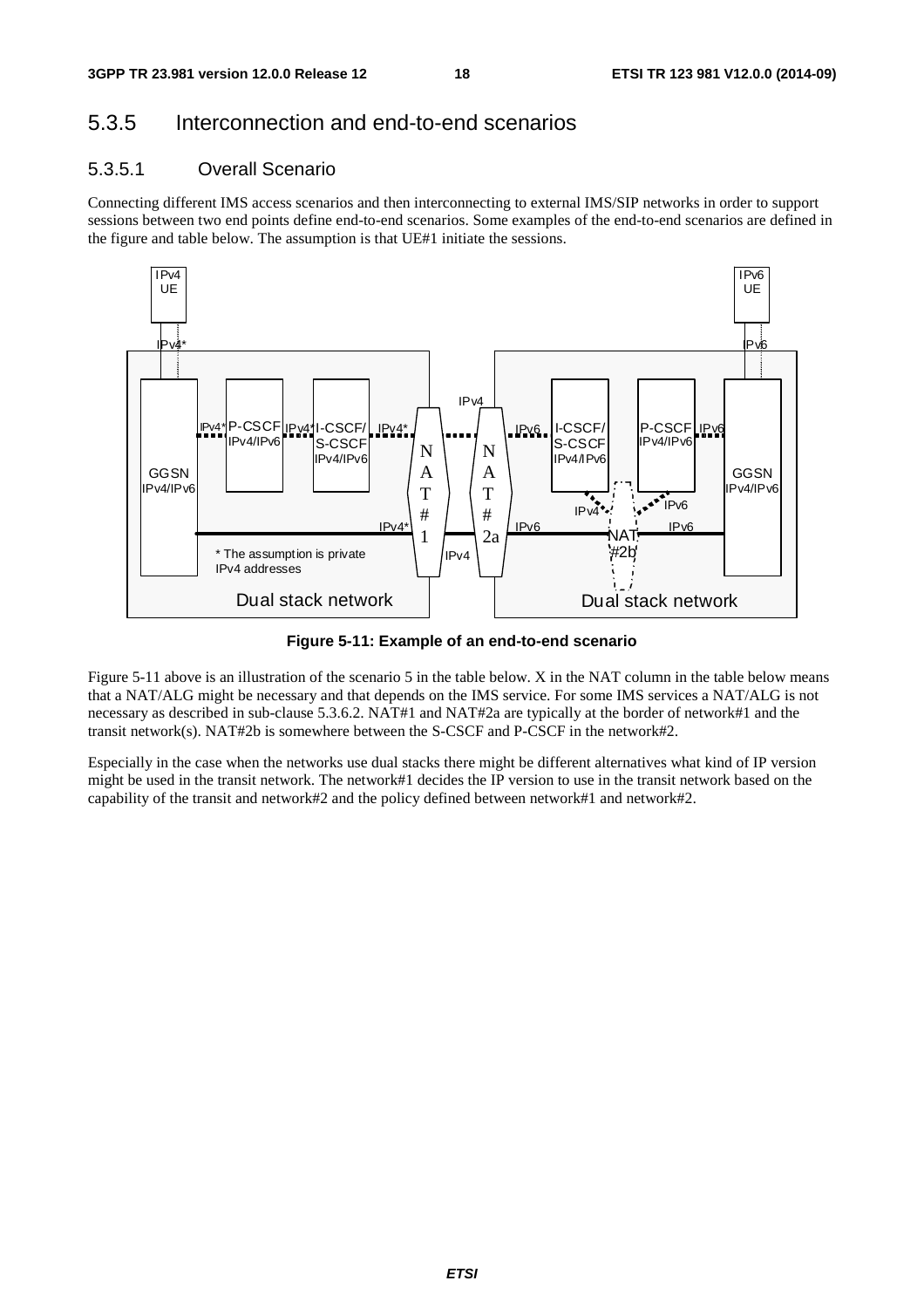## 5.3.5 Interconnection and end-to-end scenarios

### 5.3.5.1 Overall Scenario

Connecting different IMS access scenarios and then interconnecting to external IMS/SIP networks in order to support sessions between two end points define end-to-end scenarios. Some examples of the end-to-end scenarios are defined in the figure and table below. The assumption is that UE#1 initiate the sessions.

**Figure 5-11: Example of an end-to-end scenario**

Figure 5-11 above is an illustration of the scenario 5 in the table below. X in the NAT column in the table below means that a NAT/ALG might be necessary and that depends on the IMS service. For some IMS services a NAT/ALG is not necessary as described in sub-clause 5.3.6.2. NAT#1 and NAT#2a are typically at the border of network#1 and the transit network(s). NAT#2b is somewhere between the S-CSCF and P-CSCF in the network#2.

Especially in the case when the networks use dual stacks there might be different alternatives what kind of IP version might be used in the transit network. The network#1 decides the IP version to use in the transit network based on the capability of the transit and network#2 and the policy defined between network#1 and network#2.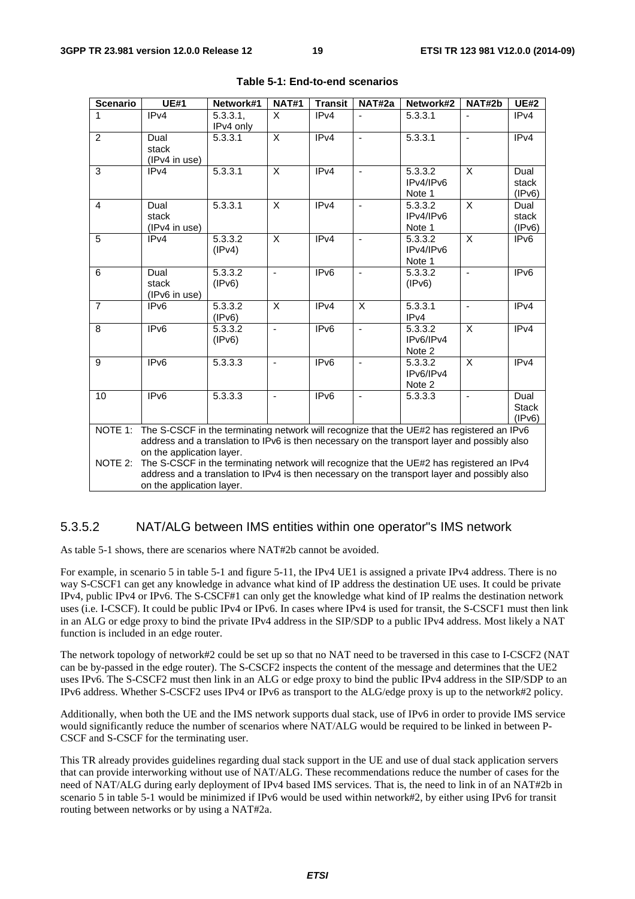**Table 5-1: End-to-end scenarios**

| Scenario | UE#1 | Network#1 | NAT#1 | Transit | NAT#2a | Network#2 | NAT#2b | UE#2 |
|---|---|---|---|---|---|---|---|---|
| 1 | IPv4 | 5.3.3.1, IPv4 only | X | IPv4 | - | 5.3.3.1 | - | IPv4 |
| 2 | Dual stack (IPv4 in use) | 5.3.3.1 | X | IPv4 | - | 5.3.3.1 | - | IPv4 |
| 3 | IPv4 | 5.3.3.1 | X | IPv4 | - | 5.3.3.2 IPv4/IPv6 Note 1 | X | Dual stack (IPv6) |
| 4 | Dual stack (IPv4 in use) | 5.3.3.1 | X | IPv4 | - | 5.3.3.2 IPv4/IPv6 Note 1 | X | Dual stack (IPv6) |
| 5 | IPv4 | 5.3.3.2 (IPv4) | X | IPv4 | - | 5.3.3.2 IPv4/IPv6 Note 1 | X | IPv6 |
| 6 | Dual stack (IPv6 in use) | 5.3.3.2 (IPv6) | - | IPv6 | - | 5.3.3.2 (IPv6) | - | IPv6 |
| 7 | IPv6 | 5.3.3.2 (IPv6) | X | IPv4 | X | 5.3.3.1 IPv4 | - | IPv4 |
| 8 | IPv6 | 5.3.3.2 (IPv6) | - | IPv6 | - | 5.3.3.2 IPv6/IPv4 Note 2 | X | IPv4 |
| 9 | IPv6 | 5.3.3.3 | - | IPv6 | - | 5.3.3.2 IPv6/IPv4 Note 2 | X | IPv4 |
| 10 | IPv6 | 5.3.3.3 | - | IPv6 | - | 5.3.3.3 | - | Dual Stack (IPv6) |

NOTE 1: The S-CSCF in the terminating network will recognize that the UE#2 has registered an IPv6 address and a translation to IPv6 is then necessary on the transport layer and possibly also on the application layer.

NOTE 2: The S-CSCF in the terminating network will recognize that the UE#2 has registered an IPv4 address and a translation to IPv4 is then necessary on the transport layer and possibly also on the application layer.

### 5.3.5.2 NAT/ALG between IMS entities within one operator"s IMS network

As table 5-1 shows, there are scenarios where NAT#2b cannot be avoided.

For example, in scenario 5 in table 5-1 and figure 5-11, the IPv4 UE1 is assigned a private IPv4 address. There is no way S-CSCF1 can get any knowledge in advance what kind of IP address the destination UE uses. It could be private IPv4, public IPv4 or IPv6. The S-CSCF#1 can only get the knowledge what kind of IP realms the destination network uses (i.e. I-CSCF). It could be public IPv4 or IPv6. In cases where IPv4 is used for transit, the S-CSCF1 must then link in an ALG or edge proxy to bind the private IPv4 address in the SIP/SDP to a public IPv4 address. Most likely a NAT function is included in an edge router.

The network topology of network#2 could be set up so that no NAT need to be traversed in this case to I-CSCF2 (NAT can be by-passed in the edge router). The S-CSCF2 inspects the content of the message and determines that the UE2 uses IPv6. The S-CSCF2 must then link in an ALG or edge proxy to bind the public IPv4 address in the SIP/SDP to an IPv6 address. Whether S-CSCF2 uses IPv4 or IPv6 as transport to the ALG/edge proxy is up to the network#2 policy.

Additionally, when both the UE and the IMS network supports dual stack, use of IPv6 in order to provide IMS service would significantly reduce the number of scenarios where NAT/ALG would be required to be linked in between P-CSCF and S-CSCF for the terminating user.

This TR already provides guidelines regarding dual stack support in the UE and use of dual stack application servers that can provide interworking without use of NAT/ALG. These recommendations reduce the number of cases for the need of NAT/ALG during early deployment of IPv4 based IMS services. That is, the need to link in of an NAT#2b in scenario 5 in table 5-1 would be minimized if IPv6 would be used within network#2, by either using IPv6 for transit routing between networks or by using a NAT#2a.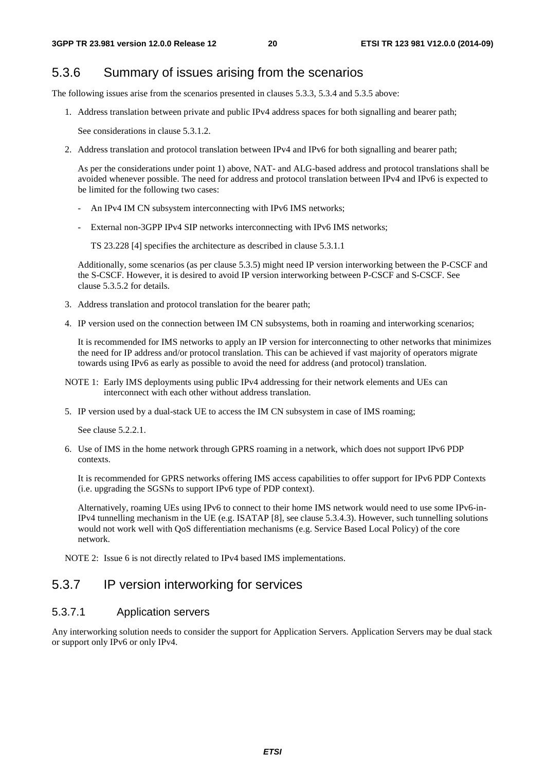### 5.3.6 Summary of issues arising from the scenarios

The following issues arise from the scenarios presented in clauses 5.3.3, 5.3.4 and 5.3.5 above:

1. Address translation between private and public IPv4 address spaces for both signalling and bearer path;

   See considerations in clause 5.3.1.2.

2. Address translation and protocol translation between IPv4 and IPv6 for both signalling and bearer path;

   As per the considerations under point 1) above, NAT- and ALG-based address and protocol translations shall be avoided whenever possible. The need for address and protocol translation between IPv4 and IPv6 is expected to be limited for the following two cases:

   - An IPv4 IM CN subsystem interconnecting with IPv6 IMS networks;
   - External non-3GPP IPv4 SIP networks interconnecting with IPv6 IMS networks;

     TS 23.228 [4] specifies the architecture as described in clause 5.3.1.1

   Additionally, some scenarios (as per clause 5.3.5) might need IP version interworking between the P-CSCF and the S-CSCF. However, it is desired to avoid IP version interworking between P-CSCF and S-CSCF. See clause 5.3.5.2 for details.

3. Address translation and protocol translation for the bearer path;

4. IP version used on the connection between IM CN subsystems, both in roaming and interworking scenarios;

   It is recommended for IMS networks to apply an IP version for interconnecting to other networks that minimizes the need for IP address and/or protocol translation. This can be achieved if vast majority of operators migrate towards using IPv6 as early as possible to avoid the need for address (and protocol) translation.

NOTE 1: Early IMS deployments using public IPv4 addressing for their network elements and UEs can interconnect with each other without address translation.

5. IP version used by a dual-stack UE to access the IM CN subsystem in case of IMS roaming;

   See clause 5.2.2.1.

6. Use of IMS in the home network through GPRS roaming in a network, which does not support IPv6 PDP contexts.

   It is recommended for GPRS networks offering IMS access capabilities to offer support for IPv6 PDP Contexts (i.e. upgrading the SGSNs to support IPv6 type of PDP context).

   Alternatively, roaming UEs using IPv6 to connect to their home IMS network would need to use some IPv6-in-IPv4 tunnelling mechanism in the UE (e.g. ISATAP [8], see clause 5.3.4.3). However, such tunnelling solutions would not work well with QoS differentiation mechanisms (e.g. Service Based Local Policy) of the core network.

NOTE 2: Issue 6 is not directly related to IPv4 based IMS implementations.

### 5.3.7 IP version interworking for services

#### 5.3.7.1 Application servers

Any interworking solution needs to consider the support for Application Servers. Application Servers may be dual stack or support only IPv6 or only IPv4.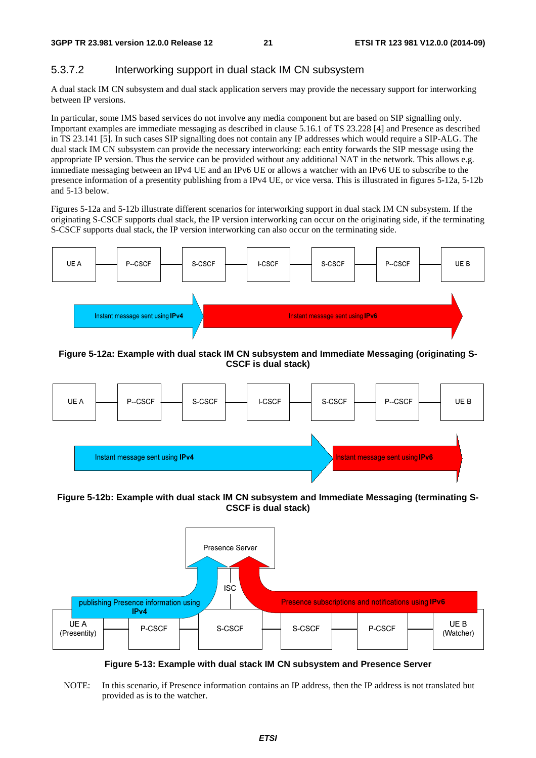### 5.3.7.2 Interworking support in dual stack IM CN subsystem

A dual stack IM CN subsystem and dual stack application servers may provide the necessary support for interworking between IP versions.

In particular, some IMS based services do not involve any media component but are based on SIP signalling only. Important examples are immediate messaging as described in clause 5.16.1 of TS 23.228 [4] and Presence as described in TS 23.141 [5]. In such cases SIP signalling does not contain any IP addresses which would require a SIP-ALG. The dual stack IM CN subsystem can provide the necessary interworking: each entity forwards the SIP message using the appropriate IP version. Thus the service can be provided without any additional NAT in the network. This allows e.g. immediate messaging between an IPv4 UE and an IPv6 UE or allows a watcher with an IPv6 UE to subscribe to the presence information of a presentity publishing from a IPv4 UE, or vice versa. This is illustrated in figures 5-12a, 5-12b and 5-13 below.

Figures 5-12a and 5-12b illustrate different scenarios for interworking support in dual stack IM CN subsystem. If the originating S-CSCF supports dual stack, the IP version interworking can occur on the originating side, if the terminating S-CSCF supports dual stack, the IP version interworking can also occur on the terminating side.

UE A — P--CSCF — S-CSCF — I-CSCF — S-CSCF — P--CSCF — UE B

Instant message sent using **IPv4** → Instant message sent using **IPv6**

**Figure 5-12a: Example with dual stack IM CN subsystem and Immediate Messaging (originating S-CSCF is dual stack)**

UE A — P--CSCF — S-CSCF — I-CSCF — S-CSCF — P--CSCF — UE B

Instant message sent using **IPv4** → Instant message sent using **IPv6**

**Figure 5-12b: Example with dual stack IM CN subsystem and Immediate Messaging (terminating S-CSCF is dual stack)**

Presence Server; ISC; publishing Presence information using **IPv4**; Presence subscriptions and notifications using **IPv6**; UE A (Presentity) — P-CSCF — S-CSCF — S-CSCF — P-CSCF — UE B (Watcher)

**Figure 5-13: Example with dual stack IM CN subsystem and Presence Server**

NOTE: In this scenario, if Presence information contains an IP address, then the IP address is not translated but provided as is to the watcher.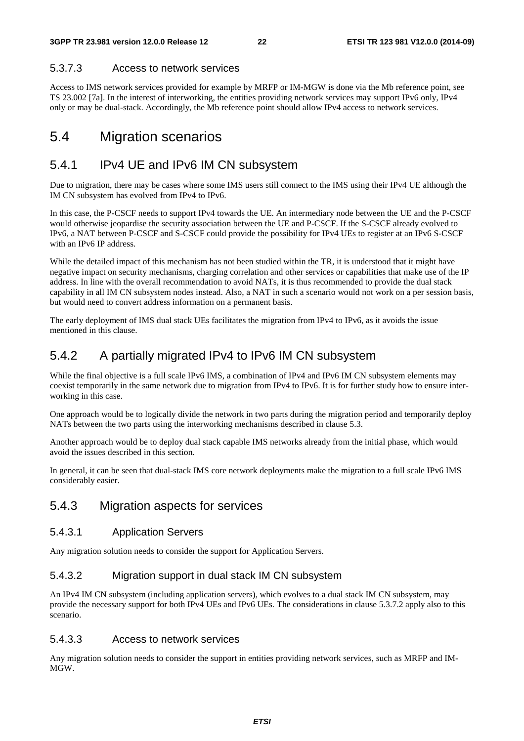#### 5.3.7.3 Access to network services

Access to IMS network services provided for example by MRFP or IM-MGW is done via the Mb reference point, see TS 23.002 [7a]. In the interest of interworking, the entities providing network services may support IPv6 only, IPv4 only or may be dual-stack. Accordingly, the Mb reference point should allow IPv4 access to network services.

## 5.4 Migration scenarios

### 5.4.1 IPv4 UE and IPv6 IM CN subsystem

Due to migration, there may be cases where some IMS users still connect to the IMS using their IPv4 UE although the IM CN subsystem has evolved from IPv4 to IPv6.

In this case, the P-CSCF needs to support IPv4 towards the UE. An intermediary node between the UE and the P-CSCF would otherwise jeopardise the security association between the UE and P-CSCF. If the S-CSCF already evolved to IPv6, a NAT between P-CSCF and S-CSCF could provide the possibility for IPv4 UEs to register at an IPv6 S-CSCF with an IPv6 IP address.

While the detailed impact of this mechanism has not been studied within the TR, it is understood that it might have negative impact on security mechanisms, charging correlation and other services or capabilities that make use of the IP address. In line with the overall recommendation to avoid NATs, it is thus recommended to provide the dual stack capability in all IM CN subsystem nodes instead. Also, a NAT in such a scenario would not work on a per session basis, but would need to convert address information on a permanent basis.

The early deployment of IMS dual stack UEs facilitates the migration from IPv4 to IPv6, as it avoids the issue mentioned in this clause.

### 5.4.2 A partially migrated IPv4 to IPv6 IM CN subsystem

While the final objective is a full scale IPv6 IMS, a combination of IPv4 and IPv6 IM CN subsystem elements may coexist temporarily in the same network due to migration from IPv4 to IPv6. It is for further study how to ensure inter-working in this case.

One approach would be to logically divide the network in two parts during the migration period and temporarily deploy NATs between the two parts using the interworking mechanisms described in clause 5.3.

Another approach would be to deploy dual stack capable IMS networks already from the initial phase, which would avoid the issues described in this section.

In general, it can be seen that dual-stack IMS core network deployments make the migration to a full scale IPv6 IMS considerably easier.

### 5.4.3 Migration aspects for services

#### 5.4.3.1 Application Servers

Any migration solution needs to consider the support for Application Servers.

#### 5.4.3.2 Migration support in dual stack IM CN subsystem

An IPv4 IM CN subsystem (including application servers), which evolves to a dual stack IM CN subsystem, may provide the necessary support for both IPv4 UEs and IPv6 UEs. The considerations in clause 5.3.7.2 apply also to this scenario.

#### 5.4.3.3 Access to network services

Any migration solution needs to consider the support in entities providing network services, such as MRFP and IM-MGW.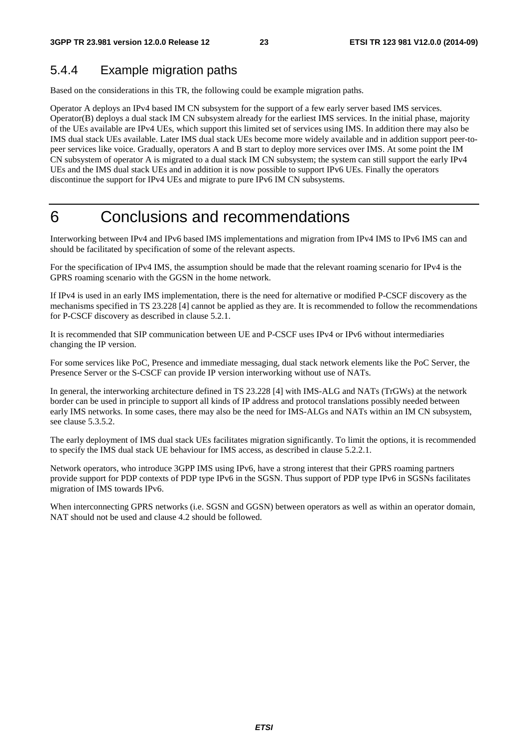### 5.4.4 Example migration paths

Based on the considerations in this TR, the following could be example migration paths.

Operator A deploys an IPv4 based IM CN subsystem for the support of a few early server based IMS services. Operator(B) deploys a dual stack IM CN subsystem already for the earliest IMS services. In the initial phase, majority of the UEs available are IPv4 UEs, which support this limited set of services using IMS. In addition there may also be IMS dual stack UEs available. Later IMS dual stack UEs become more widely available and in addition support peer-to-peer services like voice. Gradually, operators A and B start to deploy more services over IMS. At some point the IM CN subsystem of operator A is migrated to a dual stack IM CN subsystem; the system can still support the early IPv4 UEs and the IMS dual stack UEs and in addition it is now possible to support IPv6 UEs. Finally the operators discontinue the support for IPv4 UEs and migrate to pure IPv6 IM CN subsystems.

# 6 Conclusions and recommendations

Interworking between IPv4 and IPv6 based IMS implementations and migration from IPv4 IMS to IPv6 IMS can and should be facilitated by specification of some of the relevant aspects.

For the specification of IPv4 IMS, the assumption should be made that the relevant roaming scenario for IPv4 is the GPRS roaming scenario with the GGSN in the home network.

If IPv4 is used in an early IMS implementation, there is the need for alternative or modified P-CSCF discovery as the mechanisms specified in TS 23.228 [4] cannot be applied as they are. It is recommended to follow the recommendations for P-CSCF discovery as described in clause 5.2.1.

It is recommended that SIP communication between UE and P-CSCF uses IPv4 or IPv6 without intermediaries changing the IP version.

For some services like PoC, Presence and immediate messaging, dual stack network elements like the PoC Server, the Presence Server or the S-CSCF can provide IP version interworking without use of NATs.

In general, the interworking architecture defined in TS 23.228 [4] with IMS-ALG and NATs (TrGWs) at the network border can be used in principle to support all kinds of IP address and protocol translations possibly needed between early IMS networks. In some cases, there may also be the need for IMS-ALGs and NATs within an IM CN subsystem, see clause 5.3.5.2.

The early deployment of IMS dual stack UEs facilitates migration significantly. To limit the options, it is recommended to specify the IMS dual stack UE behaviour for IMS access, as described in clause 5.2.2.1.

Network operators, who introduce 3GPP IMS using IPv6, have a strong interest that their GPRS roaming partners provide support for PDP contexts of PDP type IPv6 in the SGSN. Thus support of PDP type IPv6 in SGSNs facilitates migration of IMS towards IPv6.

When interconnecting GPRS networks (i.e. SGSN and GGSN) between operators as well as within an operator domain, NAT should not be used and clause 4.2 should be followed.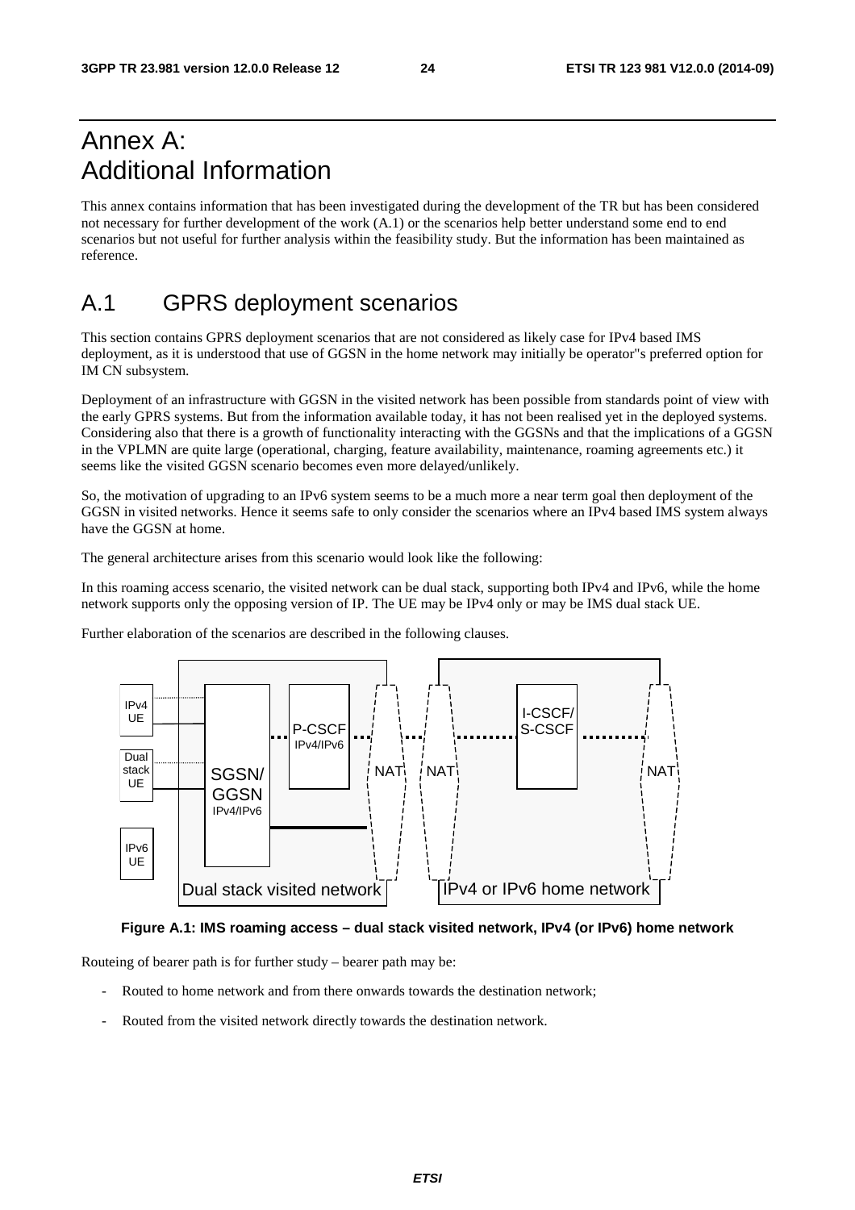# Annex A: Additional Information

This annex contains information that has been investigated during the development of the TR but has been considered not necessary for further development of the work (A.1) or the scenarios help better understand some end to end scenarios but not useful for further analysis within the feasibility study. But the information has been maintained as reference.

## A.1 GPRS deployment scenarios

This section contains GPRS deployment scenarios that are not considered as likely case for IPv4 based IMS deployment, as it is understood that use of GGSN in the home network may initially be operator"s preferred option for IM CN subsystem.

Deployment of an infrastructure with GGSN in the visited network has been possible from standards point of view with the early GPRS systems. But from the information available today, it has not been realised yet in the deployed systems. Considering also that there is a growth of functionality interacting with the GGSNs and that the implications of a GGSN in the VPLMN are quite large (operational, charging, feature availability, maintenance, roaming agreements etc.) it seems like the visited GGSN scenario becomes even more delayed/unlikely.

So, the motivation of upgrading to an IPv6 system seems to be a much more a near term goal then deployment of the GGSN in visited networks. Hence it seems safe to only consider the scenarios where an IPv4 based IMS system always have the GGSN at home.

The general architecture arises from this scenario would look like the following:

In this roaming access scenario, the visited network can be dual stack, supporting both IPv4 and IPv6, while the home network supports only the opposing version of IP. The UE may be IPv4 only or may be IMS dual stack UE.

Further elaboration of the scenarios are described in the following clauses.

**Figure A.1: IMS roaming access – dual stack visited network, IPv4 (or IPv6) home network**

Routeing of bearer path is for further study – bearer path may be:

- Routed to home network and from there onwards towards the destination network;
- Routed from the visited network directly towards the destination network.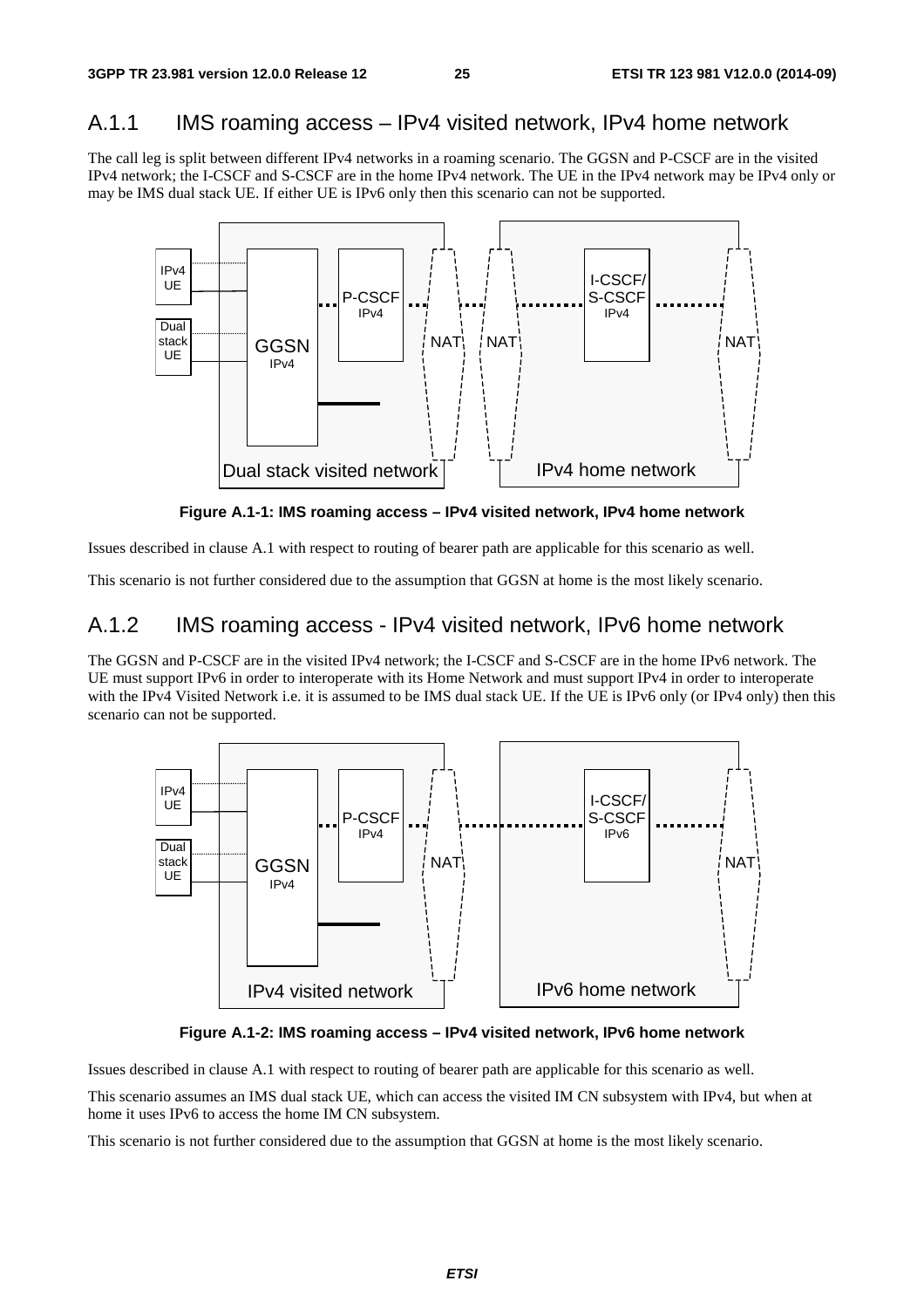## A.1.1 IMS roaming access – IPv4 visited network, IPv4 home network

The call leg is split between different IPv4 networks in a roaming scenario. The GGSN and P-CSCF are in the visited IPv4 network; the I-CSCF and S-CSCF are in the home IPv4 network. The UE in the IPv4 network may be IPv4 only or may be IMS dual stack UE. If either UE is IPv6 only then this scenario can not be supported.

**Figure A.1-1: IMS roaming access – IPv4 visited network, IPv4 home network**

Issues described in clause A.1 with respect to routing of bearer path are applicable for this scenario as well.

This scenario is not further considered due to the assumption that GGSN at home is the most likely scenario.

## A.1.2 IMS roaming access - IPv4 visited network, IPv6 home network

The GGSN and P-CSCF are in the visited IPv4 network; the I-CSCF and S-CSCF are in the home IPv6 network. The UE must support IPv6 in order to interoperate with its Home Network and must support IPv4 in order to interoperate with the IPv4 Visited Network i.e. it is assumed to be IMS dual stack UE. If the UE is IPv6 only (or IPv4 only) then this scenario can not be supported.

**Figure A.1-2: IMS roaming access – IPv4 visited network, IPv6 home network**

Issues described in clause A.1 with respect to routing of bearer path are applicable for this scenario as well.

This scenario assumes an IMS dual stack UE, which can access the visited IM CN subsystem with IPv4, but when at home it uses IPv6 to access the home IM CN subsystem.

This scenario is not further considered due to the assumption that GGSN at home is the most likely scenario.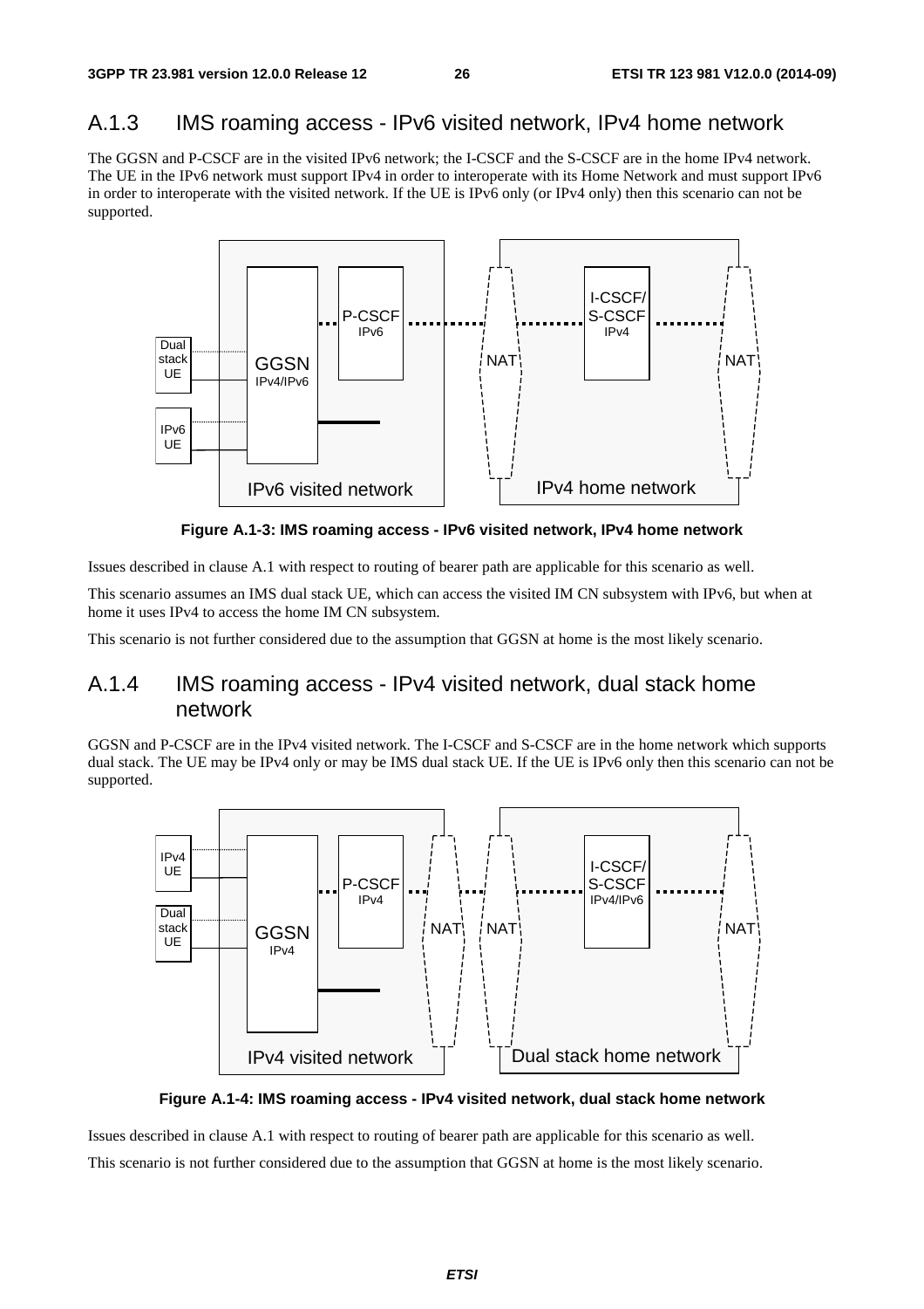## A.1.3 IMS roaming access - IPv6 visited network, IPv4 home network

The GGSN and P-CSCF are in the visited IPv6 network; the I-CSCF and the S-CSCF are in the home IPv4 network. The UE in the IPv6 network must support IPv4 in order to interoperate with its Home Network and must support IPv6 in order to interoperate with the visited network. If the UE is IPv6 only (or IPv4 only) then this scenario can not be supported.

**Figure A.1-3: IMS roaming access - IPv6 visited network, IPv4 home network**

Issues described in clause A.1 with respect to routing of bearer path are applicable for this scenario as well.

This scenario assumes an IMS dual stack UE, which can access the visited IM CN subsystem with IPv6, but when at home it uses IPv4 to access the home IM CN subsystem.

This scenario is not further considered due to the assumption that GGSN at home is the most likely scenario.

## A.1.4 IMS roaming access - IPv4 visited network, dual stack home network

GGSN and P-CSCF are in the IPv4 visited network. The I-CSCF and S-CSCF are in the home network which supports dual stack. The UE may be IPv4 only or may be IMS dual stack UE. If the UE is IPv6 only then this scenario can not be supported.

**Figure A.1-4: IMS roaming access - IPv4 visited network, dual stack home network**

Issues described in clause A.1 with respect to routing of bearer path are applicable for this scenario as well.

This scenario is not further considered due to the assumption that GGSN at home is the most likely scenario.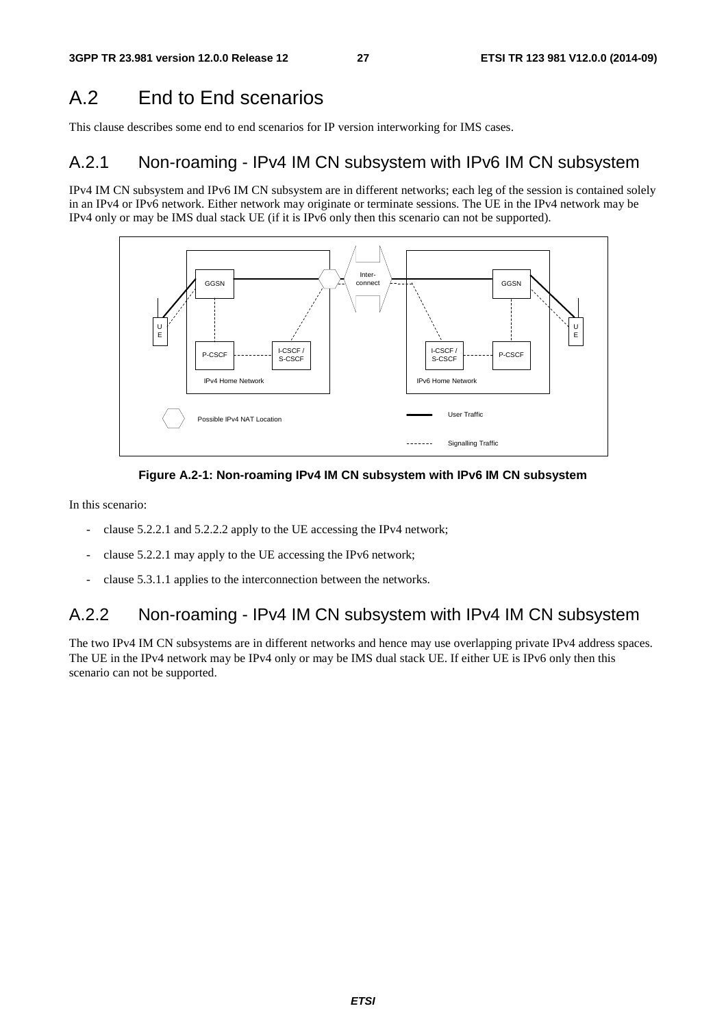# A.2 End to End scenarios

This clause describes some end to end scenarios for IP version interworking for IMS cases.

## A.2.1 Non-roaming - IPv4 IM CN subsystem with IPv6 IM CN subsystem

IPv4 IM CN subsystem and IPv6 IM CN subsystem are in different networks; each leg of the session is contained solely in an IPv4 or IPv6 network. Either network may originate or terminate sessions. The UE in the IPv4 network may be IPv4 only or may be IMS dual stack UE (if it is IPv6 only then this scenario can not be supported).

**Figure A.2-1: Non-roaming IPv4 IM CN subsystem with IPv6 IM CN subsystem**

In this scenario:

- clause 5.2.2.1 and 5.2.2.2 apply to the UE accessing the IPv4 network;
- clause 5.2.2.1 may apply to the UE accessing the IPv6 network;
- clause 5.3.1.1 applies to the interconnection between the networks.

## A.2.2 Non-roaming - IPv4 IM CN subsystem with IPv4 IM CN subsystem

The two IPv4 IM CN subsystems are in different networks and hence may use overlapping private IPv4 address spaces. The UE in the IPv4 network may be IPv4 only or may be IMS dual stack UE. If either UE is IPv6 only then this scenario can not be supported.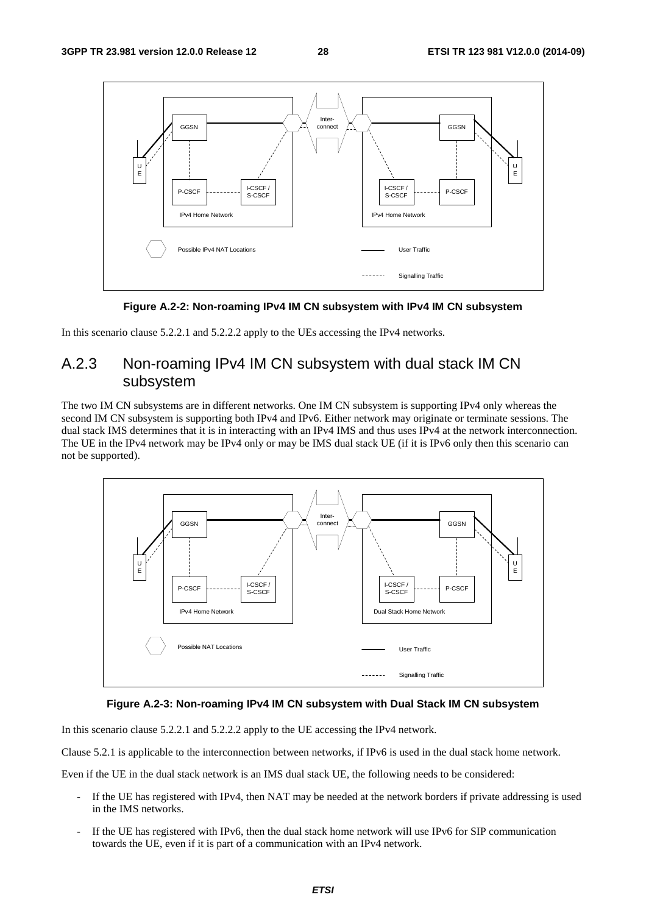**Figure A.2-2: Non-roaming IPv4 IM CN subsystem with IPv4 IM CN subsystem**

In this scenario clause 5.2.2.1 and 5.2.2.2 apply to the UEs accessing the IPv4 networks.

## A.2.3 Non-roaming IPv4 IM CN subsystem with dual stack IM CN subsystem

The two IM CN subsystems are in different networks. One IM CN subsystem is supporting IPv4 only whereas the second IM CN subsystem is supporting both IPv4 and IPv6. Either network may originate or terminate sessions. The dual stack IMS determines that it is in interacting with an IPv4 IMS and thus uses IPv4 at the network interconnection. The UE in the IPv4 network may be IPv4 only or may be IMS dual stack UE (if it is IPv6 only then this scenario can not be supported).

**Figure A.2-3: Non-roaming IPv4 IM CN subsystem with Dual Stack IM CN subsystem**

In this scenario clause 5.2.2.1 and 5.2.2.2 apply to the UE accessing the IPv4 network.

Clause 5.2.1 is applicable to the interconnection between networks, if IPv6 is used in the dual stack home network.

Even if the UE in the dual stack network is an IMS dual stack UE, the following needs to be considered:

- If the UE has registered with IPv4, then NAT may be needed at the network borders if private addressing is used in the IMS networks.
- If the UE has registered with IPv6, then the dual stack home network will use IPv6 for SIP communication towards the UE, even if it is part of a communication with an IPv4 network.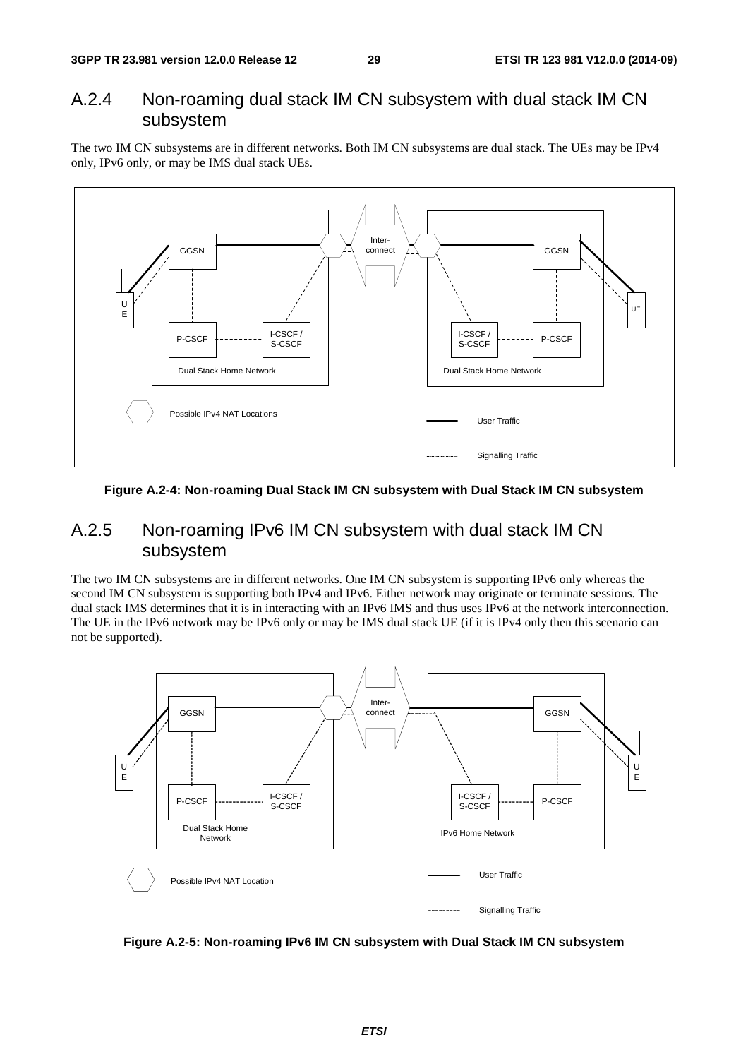## A.2.4 Non-roaming dual stack IM CN subsystem with dual stack IM CN subsystem

The two IM CN subsystems are in different networks. Both IM CN subsystems are dual stack. The UEs may be IPv4 only, IPv6 only, or may be IMS dual stack UEs.

**Figure A.2-4: Non-roaming Dual Stack IM CN subsystem with Dual Stack IM CN subsystem**

## A.2.5 Non-roaming IPv6 IM CN subsystem with dual stack IM CN subsystem

The two IM CN subsystems are in different networks. One IM CN subsystem is supporting IPv6 only whereas the second IM CN subsystem is supporting both IPv4 and IPv6. Either network may originate or terminate sessions. The dual stack IMS determines that it is in interacting with an IPv6 IMS and thus uses IPv6 at the network interconnection. The UE in the IPv6 network may be IPv6 only or may be IMS dual stack UE (if it is IPv4 only then this scenario can not be supported).

**Figure A.2-5: Non-roaming IPv6 IM CN subsystem with Dual Stack IM CN subsystem**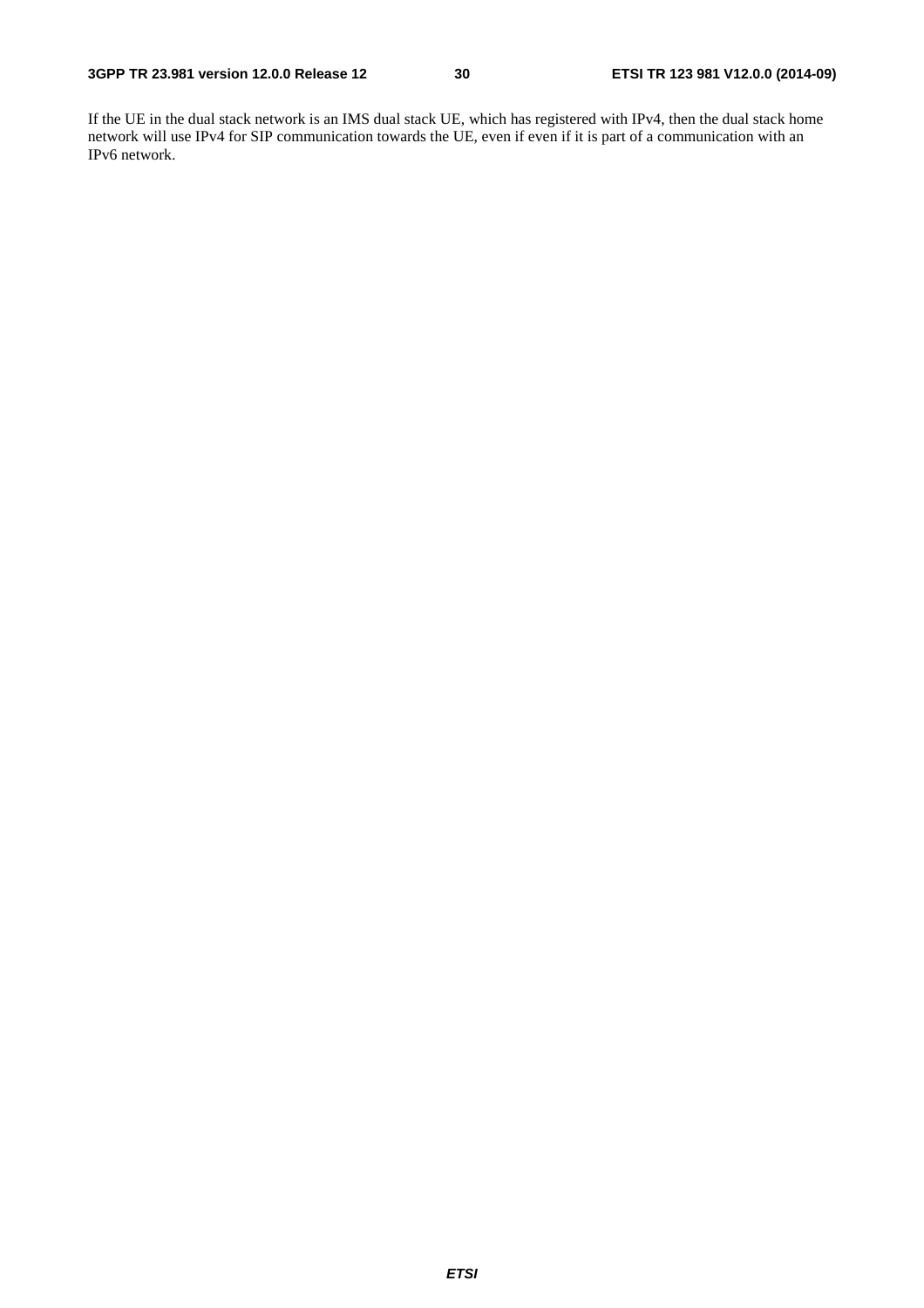If the UE in the dual stack network is an IMS dual stack UE, which has registered with IPv4, then the dual stack home network will use IPv4 for SIP communication towards the UE, even if even if it is part of a communication with an IPv6 network.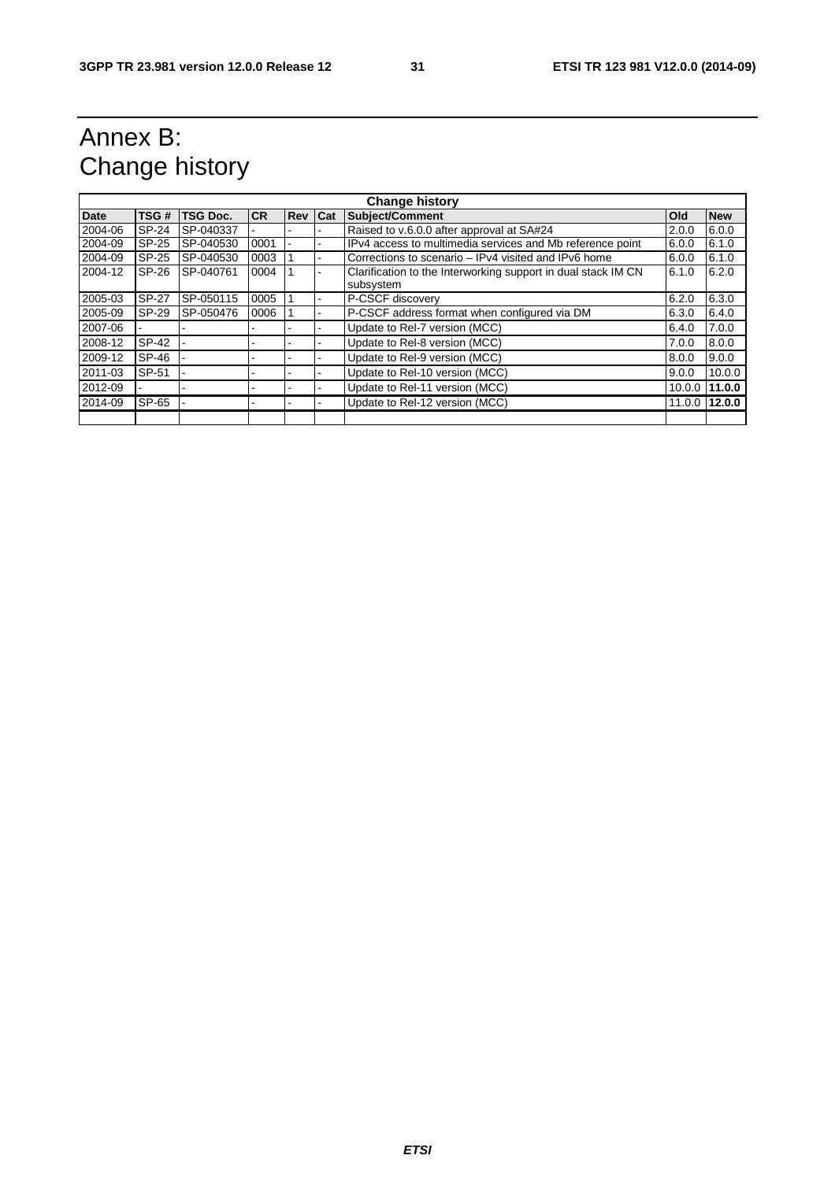# Annex B:
Change history

| Change history | | | | | | | | |
|---|---|---|---|---|---|---|---|---|
| **Date** | **TSG #** | **TSG Doc.** | **CR** | **Rev** | **Cat** | **Subject/Comment** | **Old** | **New** |
| 2004-06 | SP-24 | SP-040337 | - | - | - | Raised to v.6.0.0 after approval at SA#24 | 2.0.0 | 6.0.0 |
| 2004-09 | SP-25 | SP-040530 | 0001 | - | - | IPv4 access to multimedia services and Mb reference point | 6.0.0 | 6.1.0 |
| 2004-09 | SP-25 | SP-040530 | 0003 | 1 | - | Corrections to scenario – IPv4 visited and IPv6 home | 6.0.0 | 6.1.0 |
| 2004-12 | SP-26 | SP-040761 | 0004 | 1 | - | Clarification to the Interworking support in dual stack IM CN subsystem | 6.1.0 | 6.2.0 |
| 2005-03 | SP-27 | SP-050115 | 0005 | 1 | - | P-CSCF discovery | 6.2.0 | 6.3.0 |
| 2005-09 | SP-29 | SP-050476 | 0006 | 1 | - | P-CSCF address format when configured via DM | 6.3.0 | 6.4.0 |
| 2007-06 | - | - | - | - | - | Update to Rel-7 version (MCC) | 6.4.0 | 7.0.0 |
| 2008-12 | SP-42 | - | - | - | - | Update to Rel-8 version (MCC) | 7.0.0 | 8.0.0 |
| 2009-12 | SP-46 | - | - | - | - | Update to Rel-9 version (MCC) | 8.0.0 | 9.0.0 |
| 2011-03 | SP-51 | - | - | - | - | Update to Rel-10 version (MCC) | 9.0.0 | 10.0.0 |
| 2012-09 | - | - | - | - | - | Update to Rel-11 version (MCC) | 10.0.0 | **11.0.0** |
| 2014-09 | SP-65 | - | - | - | - | Update to Rel-12 version (MCC) | 11.0.0 | **12.0.0** |
| | | | | | | | | |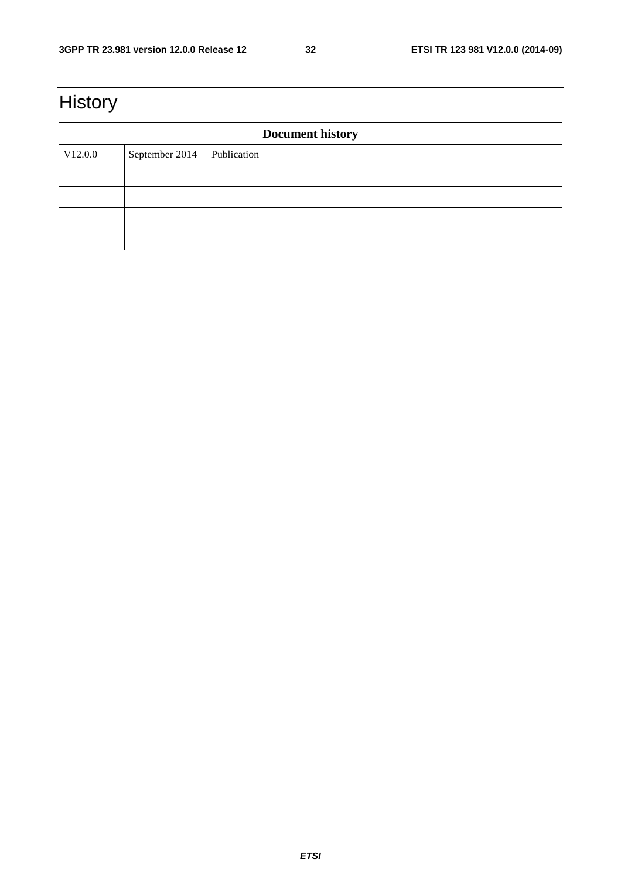# History

| Document history | | |
|---|---|---|
| V12.0.0 | September 2014 | Publication |
| | | |
| | | |
| | | |
| | | |